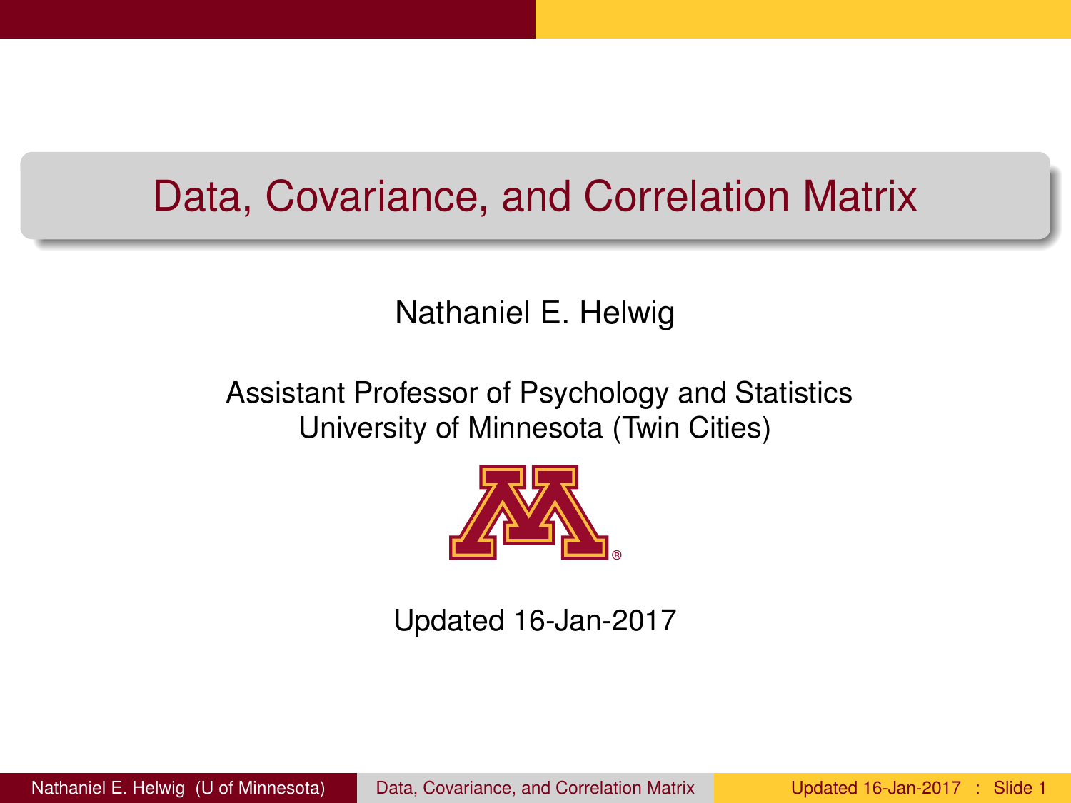# Data, Covariance, and Correlation Matrix

Nathaniel E. Helwig

Assistant Professor of Psychology and Statistics
University of Minnesota (Twin Cities)

Updated 16-Jan-2017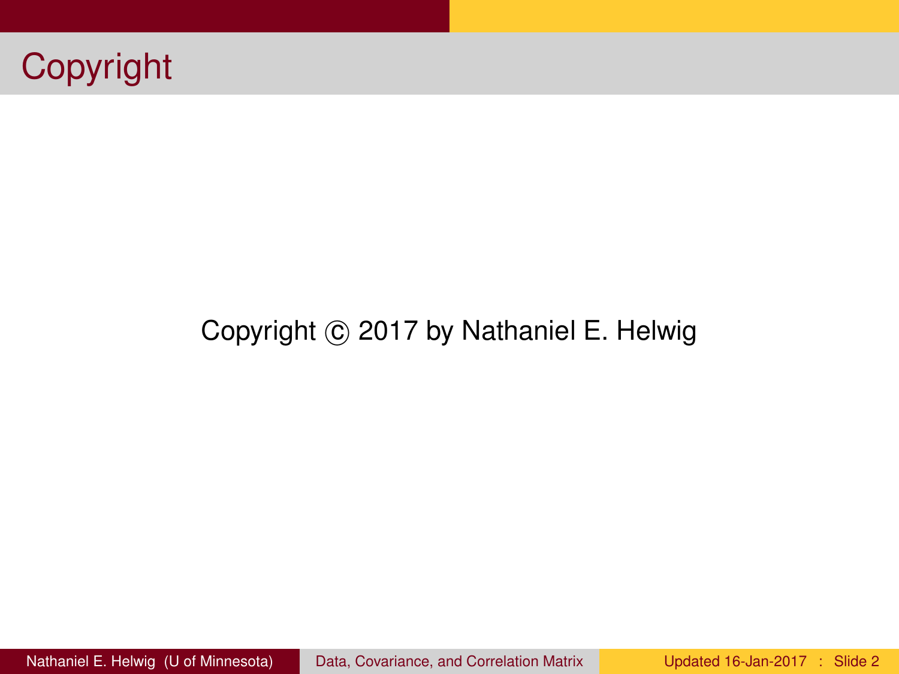# Copyright

Copyright © 2017 by Nathaniel E. Helwig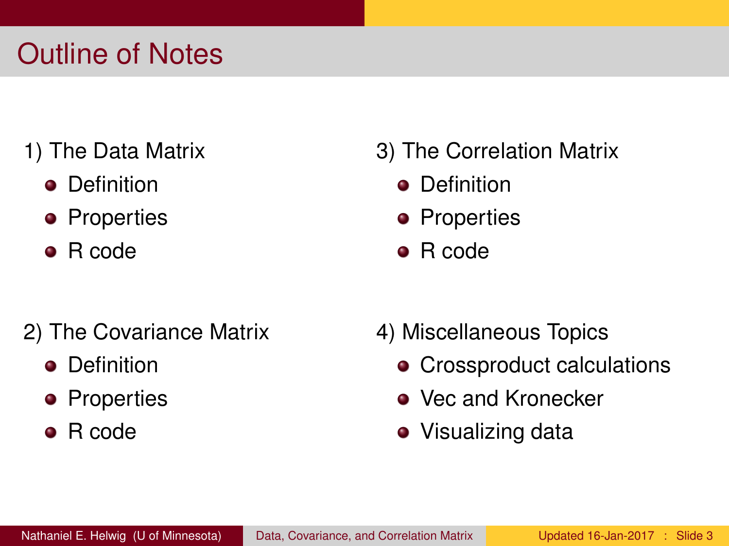# Outline of Notes

1) The Data Matrix
- Definition
- Properties
- R code

2) The Covariance Matrix
- Definition
- Properties
- R code

3) The Correlation Matrix
- Definition
- Properties
- R code

4) Miscellaneous Topics
- Crossproduct calculations
- Vec and Kronecker
- Visualizing data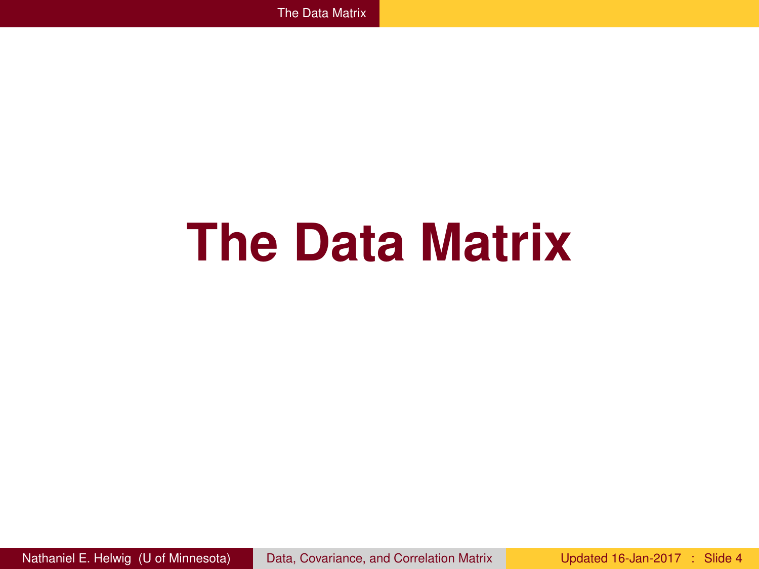# The Data Matrix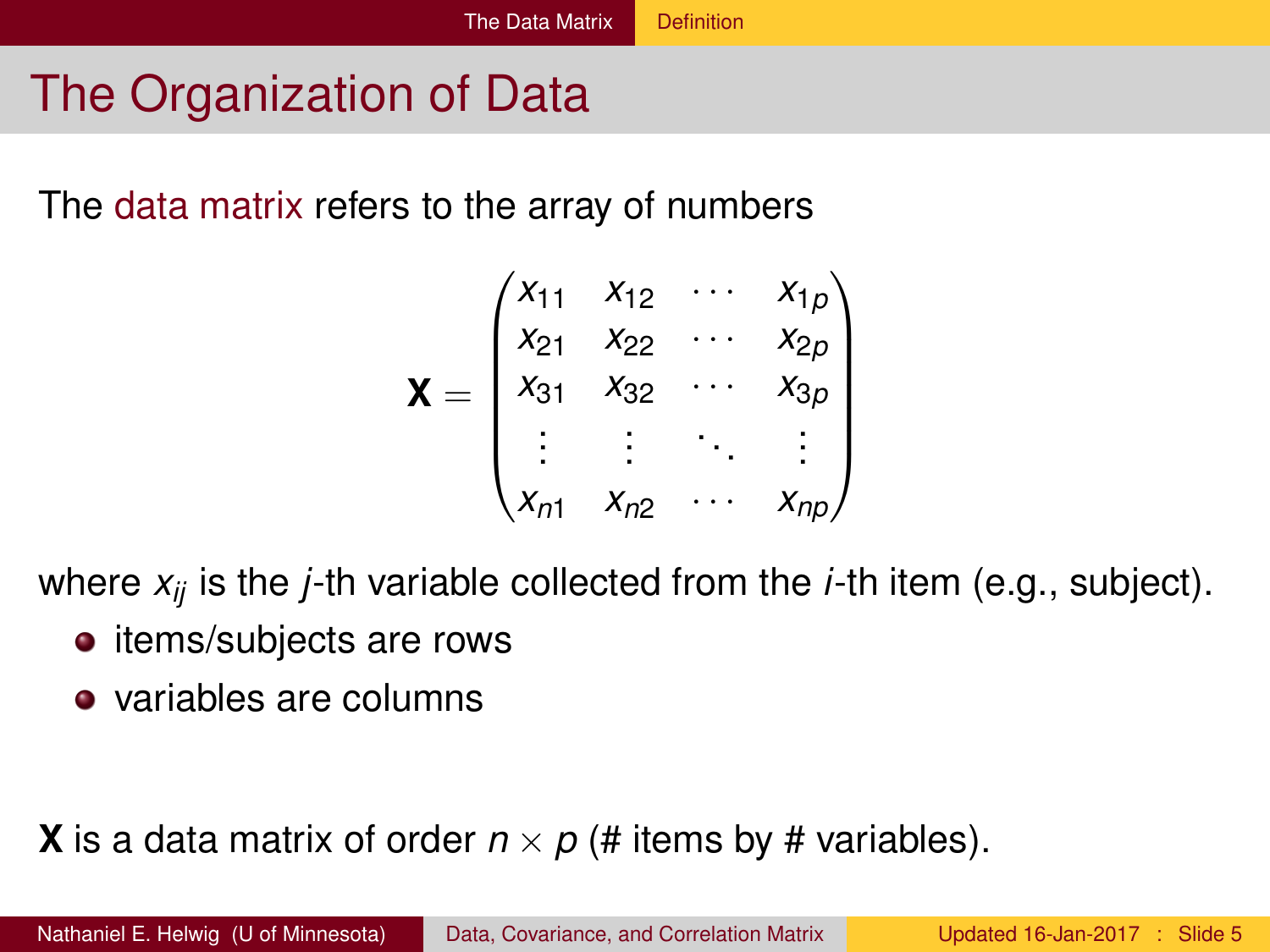# The Organization of Data

The data matrix refers to the array of numbers

$$\mathbf{X} = \begin{pmatrix} x_{11} & x_{12} & \cdots & x_{1p} \\ x_{21} & x_{22} & \cdots & x_{2p} \\ x_{31} & x_{32} & \cdots & x_{3p} \\ \vdots & \vdots & \ddots & \vdots \\ x_{n1} & x_{n2} & \cdots & x_{np} \end{pmatrix}$$

where $x_{ij}$ is the $j$-th variable collected from the $i$-th item (e.g., subject).

- items/subjects are rows
- variables are columns

$\mathbf{X}$ is a data matrix of order $n \times p$ (# items by # variables).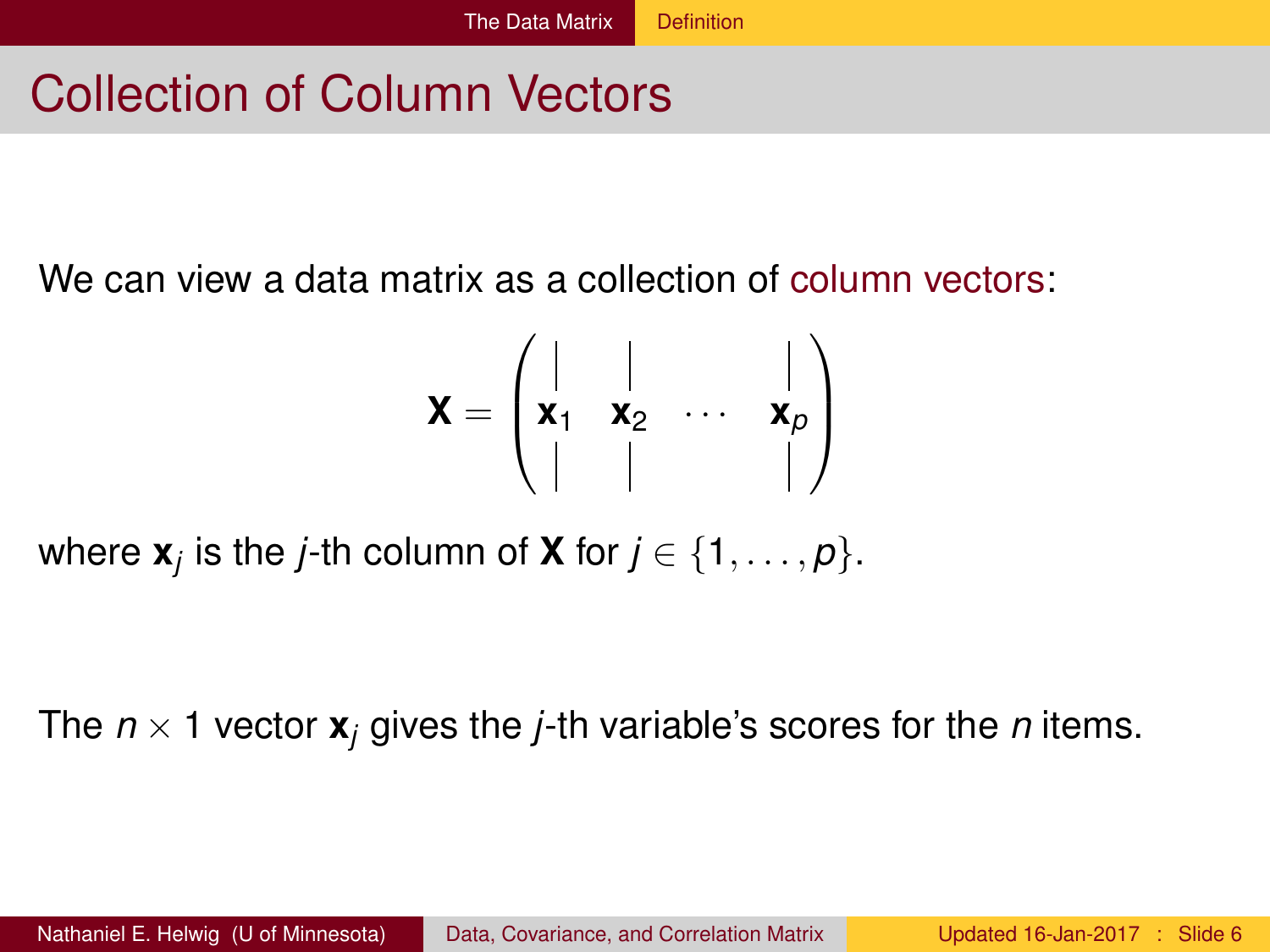# Collection of Column Vectors

We can view a data matrix as a collection of column vectors:

$$\mathbf{X} = \begin{pmatrix} | & | & & | \\ \mathbf{x}_1 & \mathbf{x}_2 & \cdots & \mathbf{x}_p \\ | & | & & | \end{pmatrix}$$

where $\mathbf{x}_j$ is the $j$-th column of $\mathbf{X}$ for $j \in \{1, \ldots, p\}$.

The $n \times 1$ vector $\mathbf{x}_j$ gives the $j$-th variable's scores for the $n$ items.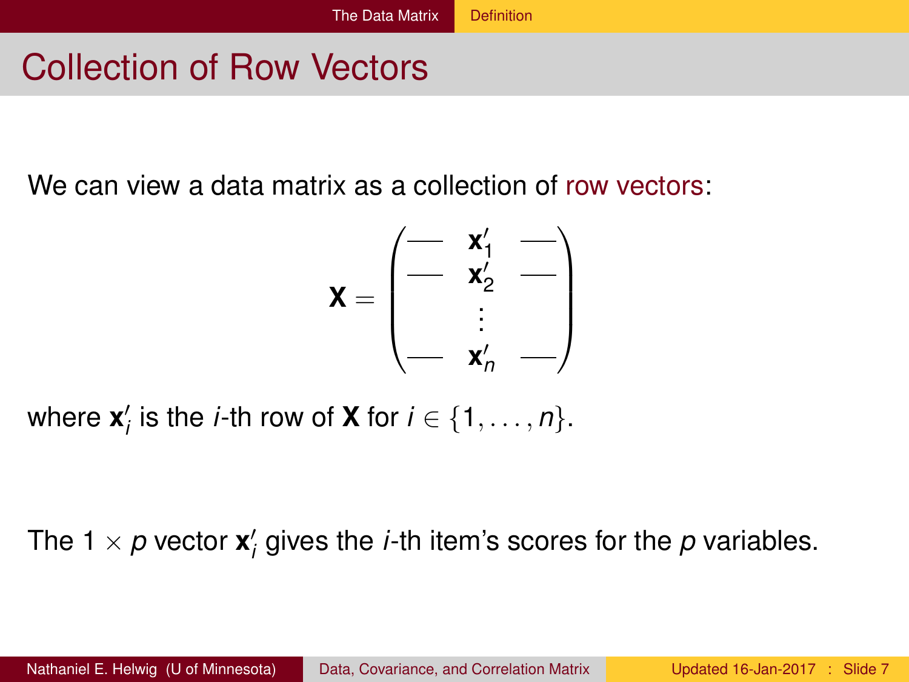# Collection of Row Vectors

We can view a data matrix as a collection of row vectors:

$$\mathbf{X} = \begin{pmatrix} — & \mathbf{x}_1' & — \\ — & \mathbf{x}_2' & — \\ & \vdots & \\ — & \mathbf{x}_n' & — \end{pmatrix}$$

where $\mathbf{x}_i'$ is the $i$-th row of $\mathbf{X}$ for $i \in \{1, \ldots, n\}$.

The $1 \times p$ vector $\mathbf{x}_i'$ gives the $i$-th item's scores for the $p$ variables.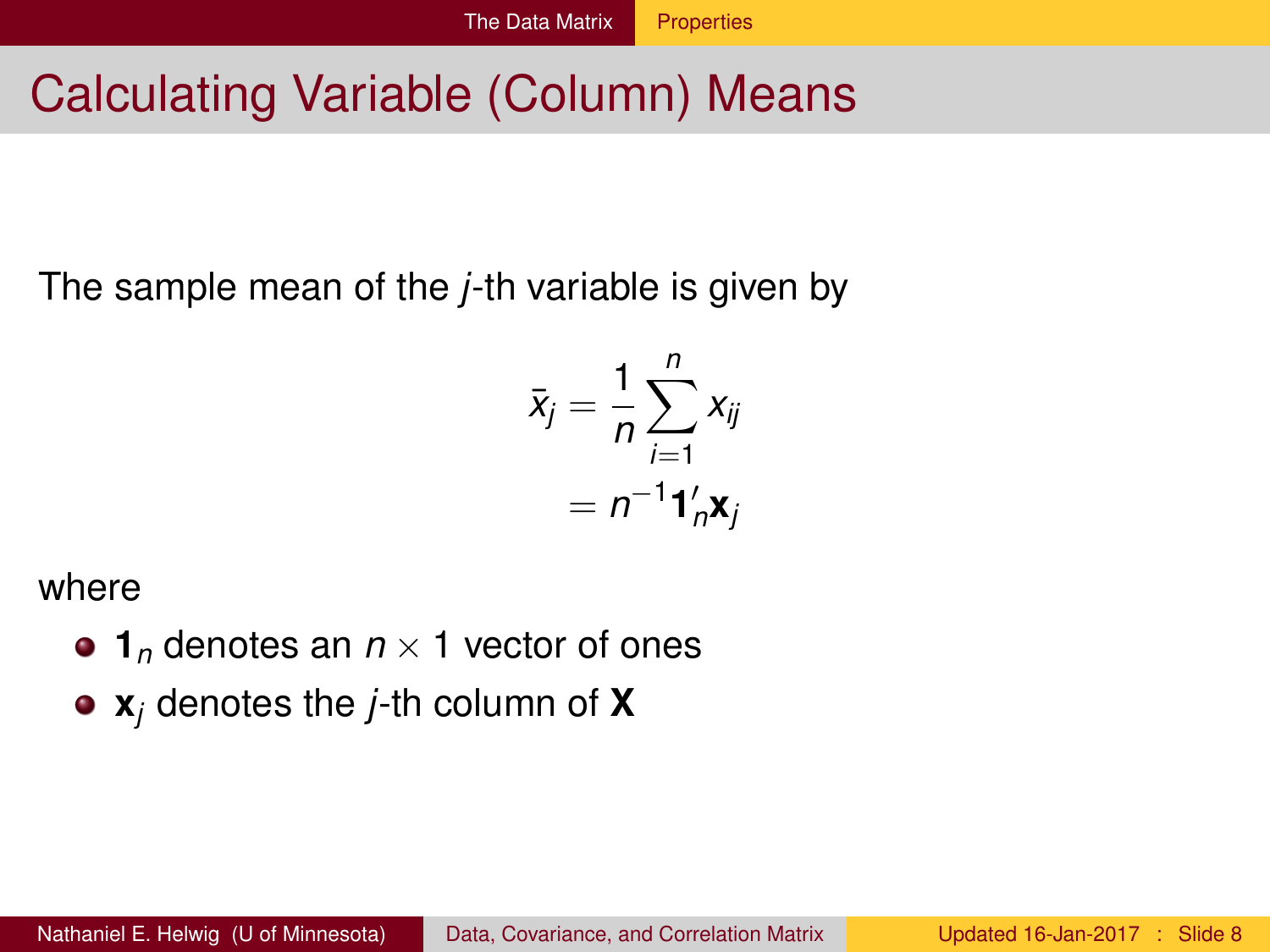# Calculating Variable (Column) Means

The sample mean of the $j$-th variable is given by

$$
\begin{aligned}
\bar{x}_j &= \frac{1}{n}\sum_{i=1}^{n} x_{ij} \\
&= n^{-1}\mathbf{1}_n'\mathbf{x}_j
\end{aligned}
$$

where

- $\mathbf{1}_n$ denotes an $n \times 1$ vector of ones
- $\mathbf{x}_j$ denotes the $j$-th column of $\mathbf{X}$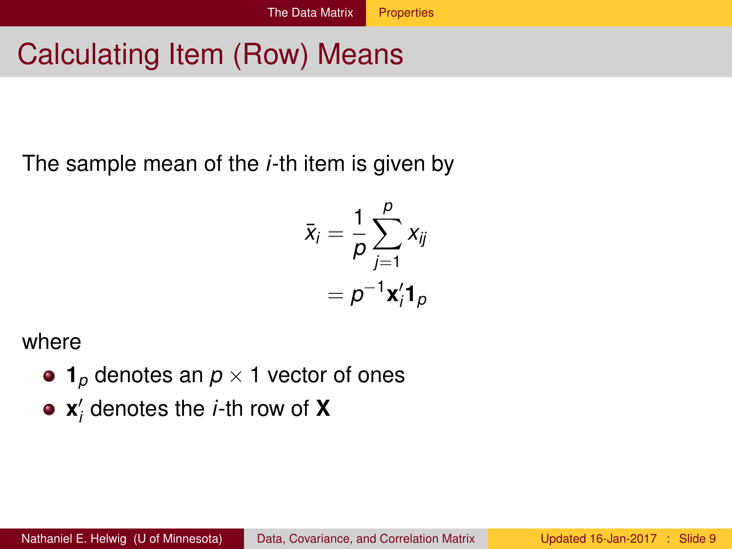# Calculating Item (Row) Means

The sample mean of the *i*-th item is given by

$$
\begin{aligned}
\bar{x}_i &= \frac{1}{p}\sum_{j=1}^{p} x_{ij} \\
&= p^{-1}\mathbf{x}_i'\mathbf{1}_p
\end{aligned}
$$

where

- $\mathbf{1}_p$ denotes an $p \times 1$ vector of ones
- $\mathbf{x}_i'$ denotes the *i*-th row of $\mathbf{X}$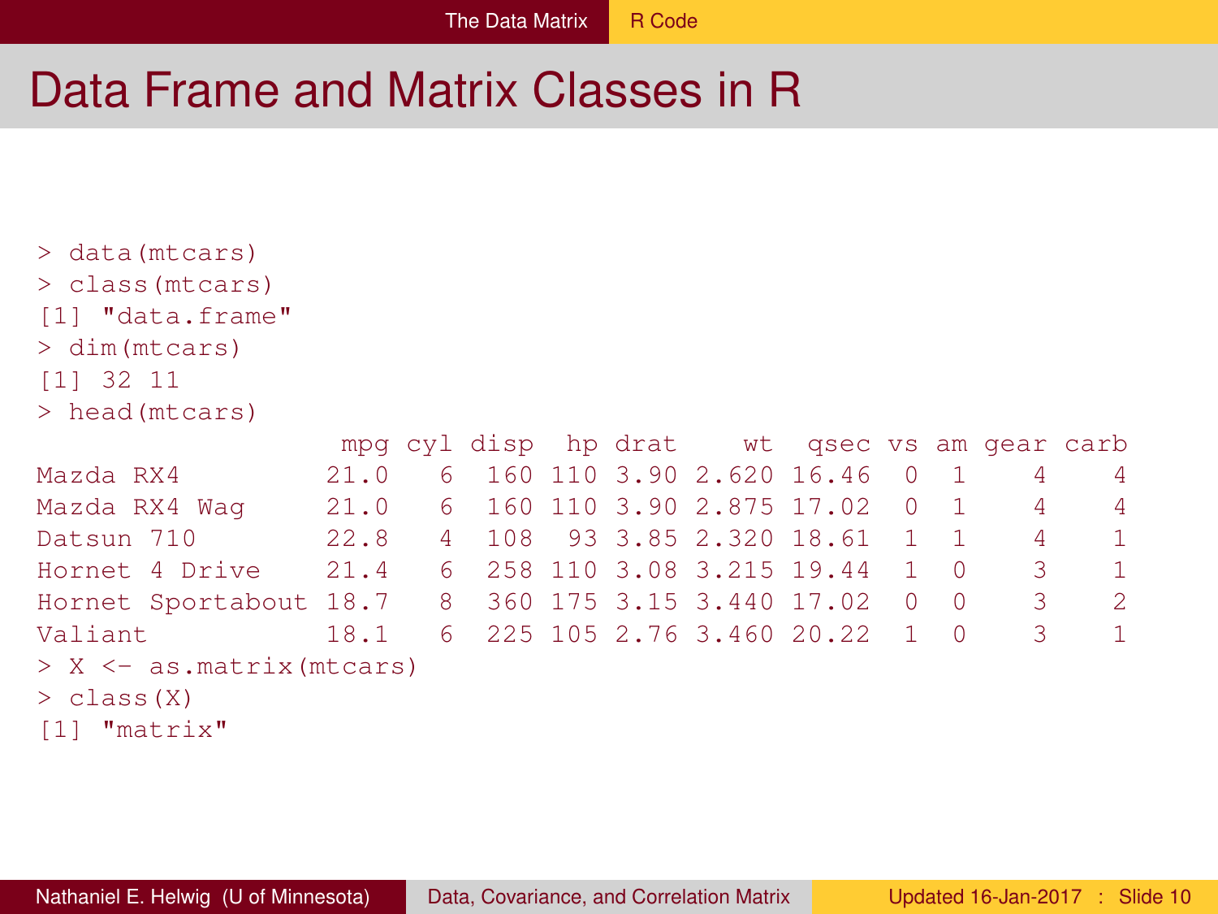# Data Frame and Matrix Classes in R

```
> data(mtcars)
> class(mtcars)
[1] "data.frame"
> dim(mtcars)
[1] 32 11
> head(mtcars)
                   mpg cyl disp  hp drat    wt  qsec vs am gear carb
Mazda RX4         21.0   6  160 110 3.90 2.620 16.46  0  1    4    4
Mazda RX4 Wag     21.0   6  160 110 3.90 2.875 17.02  0  1    4    4
Datsun 710        22.8   4  108  93 3.85 2.320 18.61  1  1    4    1
Hornet 4 Drive    21.4   6  258 110 3.08 3.215 19.44  1  0    3    1
Hornet Sportabout 18.7   8  360 175 3.15 3.440 17.02  0  0    3    2
Valiant           18.1   6  225 105 2.76 3.460 20.22  1  0    3    1
> X <- as.matrix(mtcars)
> class(X)
[1] "matrix"
```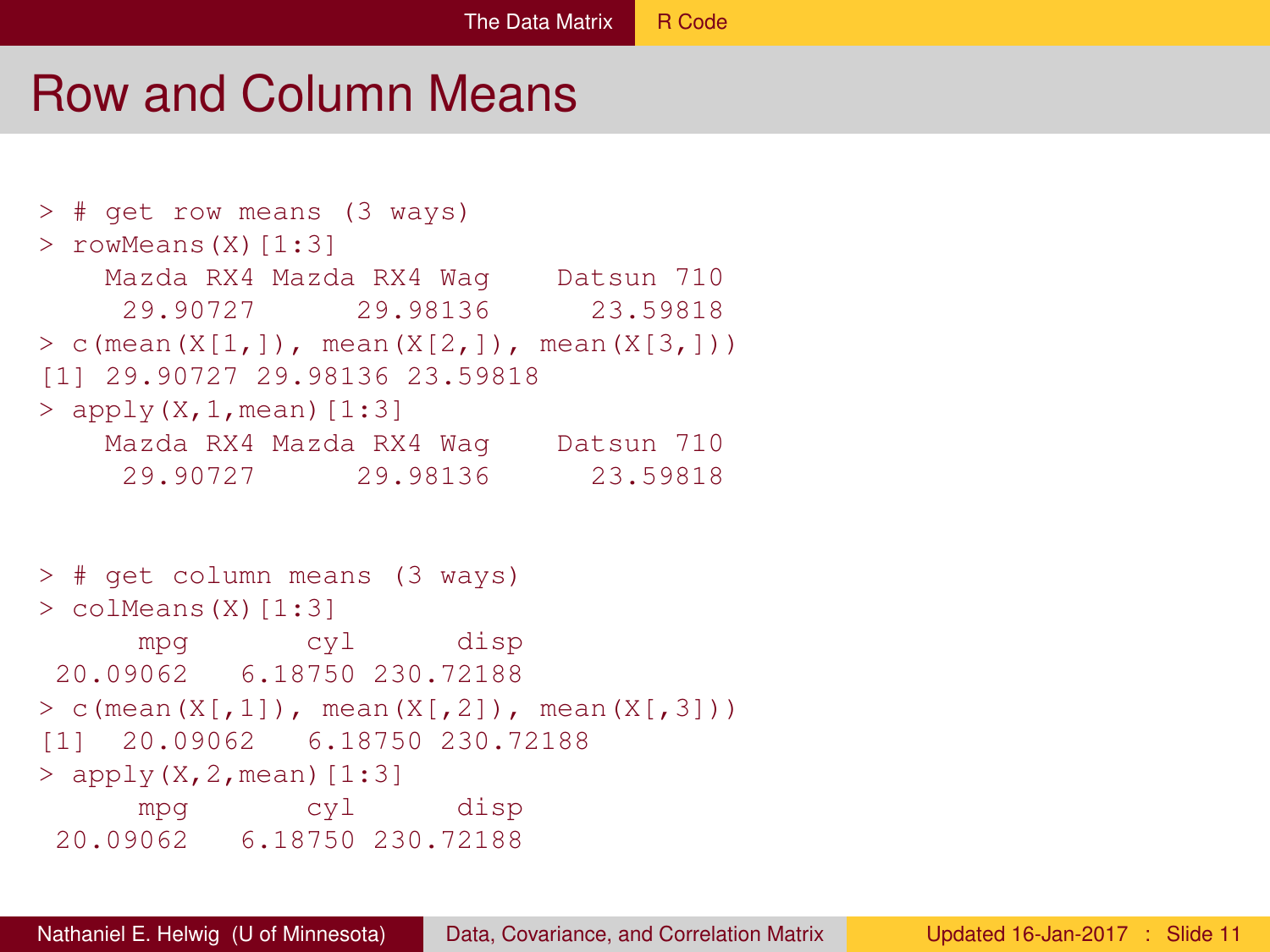# Row and Column Means

```
> # get row means (3 ways)
> rowMeans(X)[1:3]
    Mazda RX4 Mazda RX4 Wag    Datsun 710
     29.90727      29.98136      23.59818
> c(mean(X[1,]), mean(X[2,]), mean(X[3,]))
[1] 29.90727 29.98136 23.59818
> apply(X,1,mean)[1:3]
    Mazda RX4 Mazda RX4 Wag    Datsun 710
     29.90727      29.98136      23.59818
```

```
> # get column means (3 ways)
> colMeans(X)[1:3]
      mpg       cyl      disp
 20.09062   6.18750 230.72188
> c(mean(X[,1]), mean(X[,2]), mean(X[,3]))
[1]  20.09062   6.18750 230.72188
> apply(X,2,mean)[1:3]
      mpg       cyl      disp
 20.09062   6.18750 230.72188
```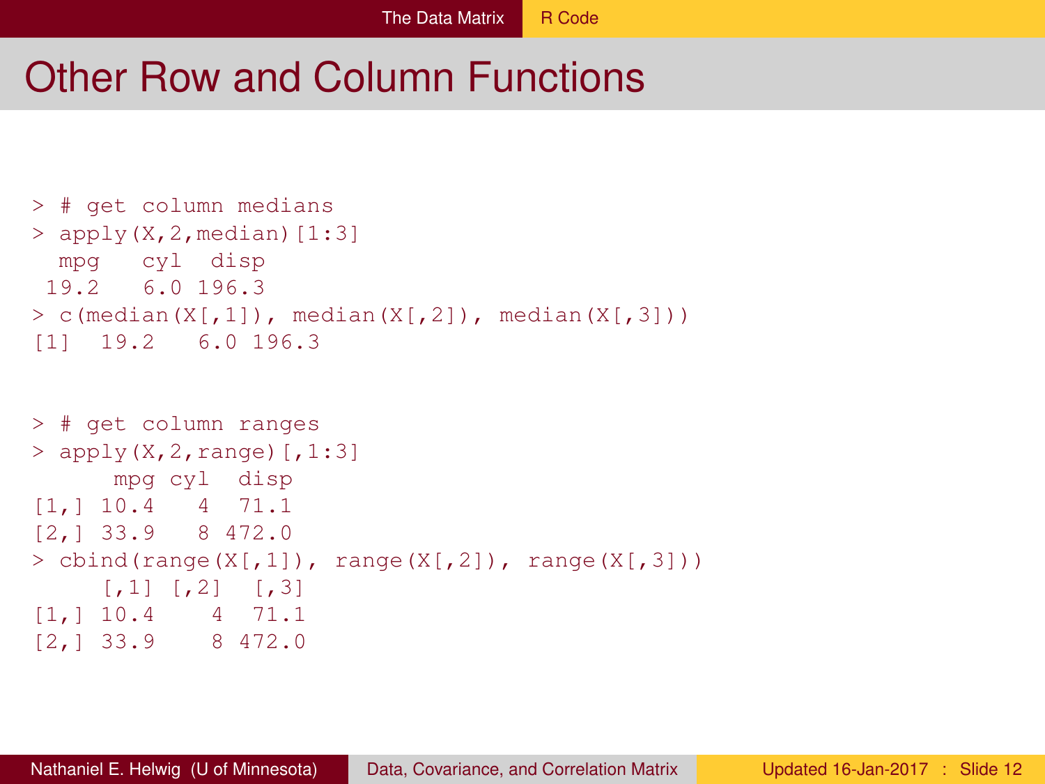# Other Row and Column Functions

```
> # get column medians
> apply(X,2,median)[1:3]
  mpg   cyl  disp 
 19.2   6.0 196.3 
> c(median(X[,1]), median(X[,2]), median(X[,3]))
[1]  19.2   6.0 196.3
```

```
> # get column ranges
> apply(X,2,range)[,1:3]
      mpg cyl  disp
[1,] 10.4   4  71.1
[2,] 33.9   8 472.0
> cbind(range(X[,1]), range(X[,2]), range(X[,3]))
     [,1] [,2]  [,3]
[1,] 10.4    4  71.1
[2,] 33.9    8 472.0
```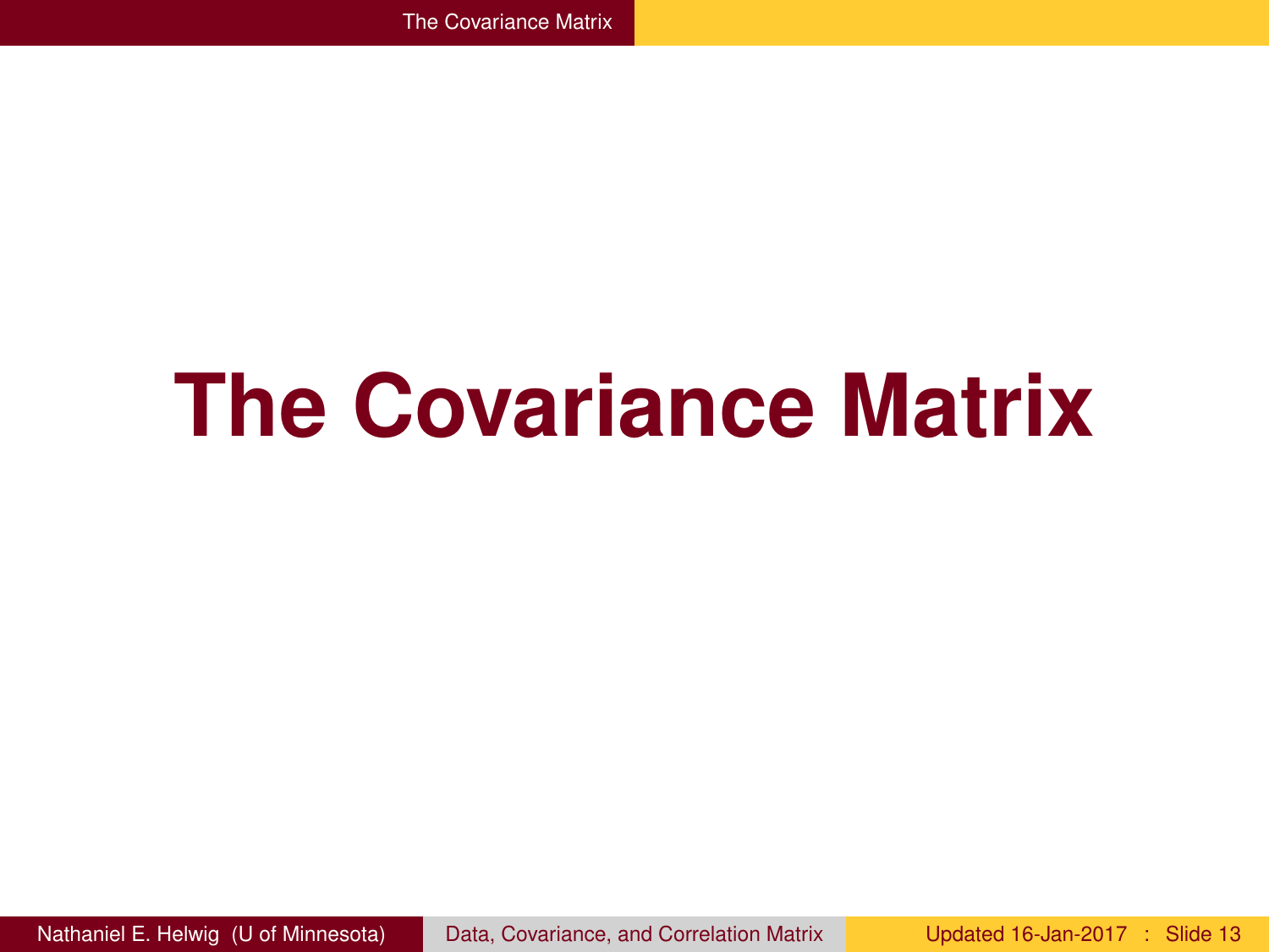# The Covariance Matrix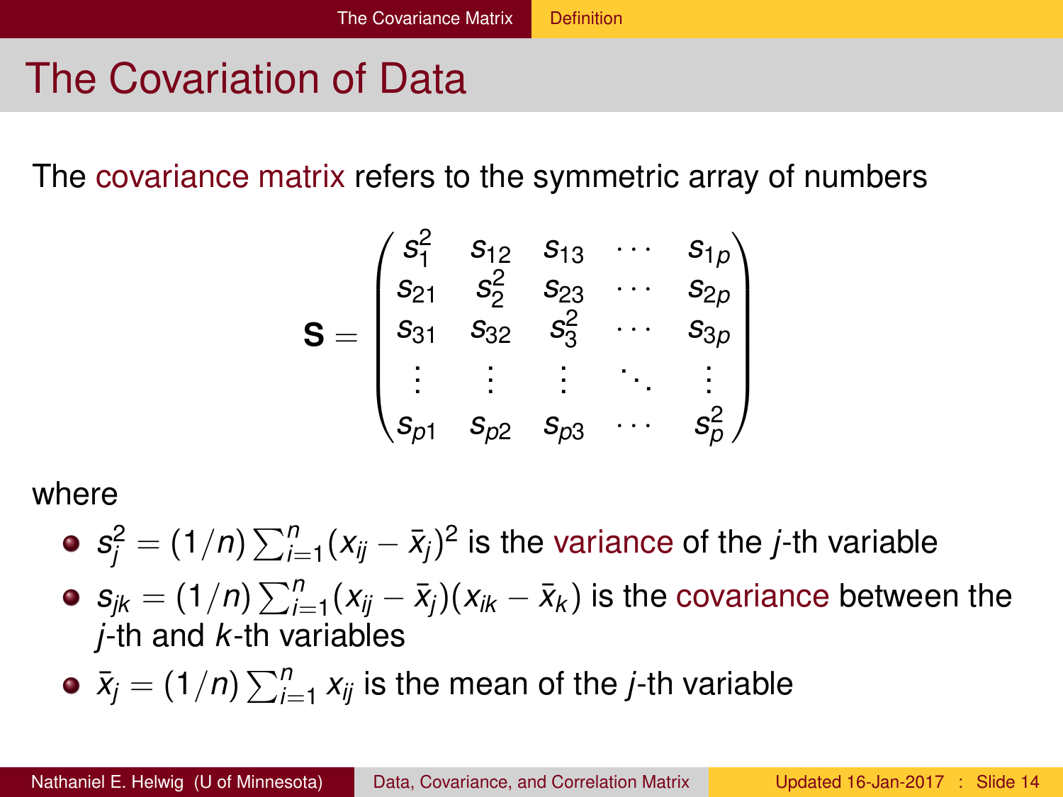# The Covariation of Data

The covariance matrix refers to the symmetric array of numbers

$$\mathbf{S} = \begin{pmatrix} s_1^2 & s_{12} & s_{13} & \cdots & s_{1p} \\ s_{21} & s_2^2 & s_{23} & \cdots & s_{2p} \\ s_{31} & s_{32} & s_3^2 & \cdots & s_{3p} \\ \vdots & \vdots & \vdots & \ddots & \vdots \\ s_{p1} & s_{p2} & s_{p3} & \cdots & s_p^2 \end{pmatrix}$$

where

- $s_j^2 = (1/n) \sum_{i=1}^n (x_{ij} - \bar{x}_j)^2$ is the variance of the $j$-th variable
- $s_{jk} = (1/n) \sum_{i=1}^n (x_{ij} - \bar{x}_j)(x_{ik} - \bar{x}_k)$ is the covariance between the $j$-th and $k$-th variables
- $\bar{x}_j = (1/n) \sum_{i=1}^n x_{ij}$ is the mean of the $j$-th variable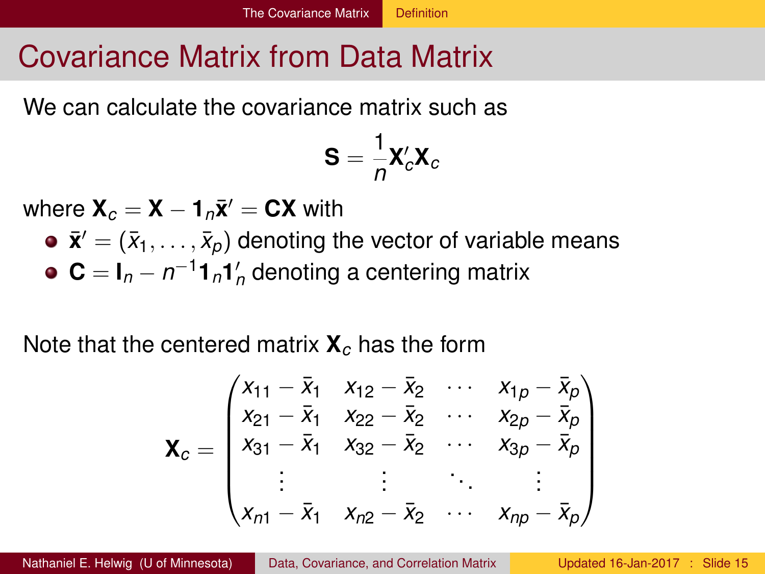# Covariance Matrix from Data Matrix

We can calculate the covariance matrix such as

$$\mathbf{S} = \frac{1}{n}\mathbf{X}_c'\mathbf{X}_c$$

where $\mathbf{X}_c = \mathbf{X} - \mathbf{1}_n\bar{\mathbf{x}}' = \mathbf{C}\mathbf{X}$ with

- $\bar{\mathbf{x}}' = (\bar{x}_1, \ldots, \bar{x}_p)$ denoting the vector of variable means
- $\mathbf{C} = \mathbf{I}_n - n^{-1}\mathbf{1}_n\mathbf{1}_n'$ denoting a centering matrix

Note that the centered matrix $\mathbf{X}_c$ has the form

$$\mathbf{X}_c = \begin{pmatrix} x_{11} - \bar{x}_1 & x_{12} - \bar{x}_2 & \cdots & x_{1p} - \bar{x}_p \\ x_{21} - \bar{x}_1 & x_{22} - \bar{x}_2 & \cdots & x_{2p} - \bar{x}_p \\ x_{31} - \bar{x}_1 & x_{32} - \bar{x}_2 & \cdots & x_{3p} - \bar{x}_p \\ \vdots & \vdots & \ddots & \vdots \\ x_{n1} - \bar{x}_1 & x_{n2} - \bar{x}_2 & \cdots & x_{np} - \bar{x}_p \end{pmatrix}$$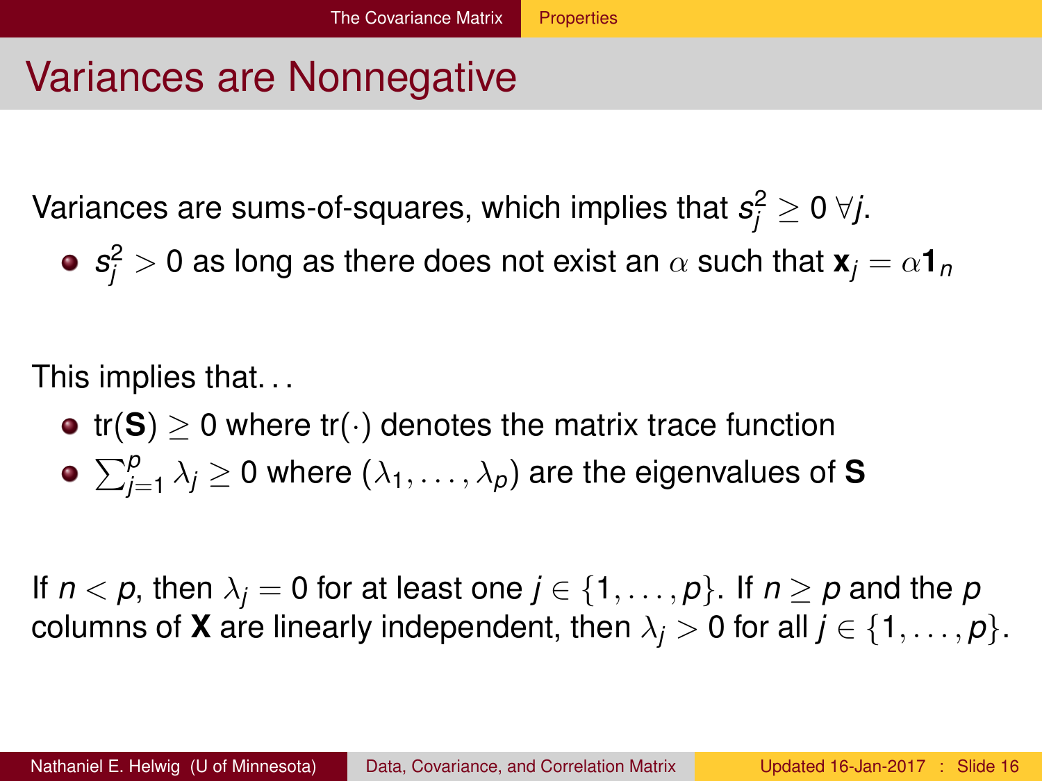# Variances are Nonnegative

Variances are sums-of-squares, which implies that $s_j^2 \geq 0 \; \forall j$.

- $s_j^2 > 0$ as long as there does not exist an $\alpha$ such that $\mathbf{x}_j = \alpha \mathbf{1}_n$

This implies that...

- $\text{tr}(\mathbf{S}) \geq 0$ where $\text{tr}(\cdot)$ denotes the matrix trace function
- $\sum_{j=1}^{p} \lambda_j \geq 0$ where $(\lambda_1, \ldots, \lambda_p)$ are the eigenvalues of $\mathbf{S}$

If $n < p$, then $\lambda_j = 0$ for at least one $j \in \{1, \ldots, p\}$. If $n \geq p$ and the $p$ columns of $\mathbf{X}$ are linearly independent, then $\lambda_j > 0$ for all $j \in \{1, \ldots, p\}$.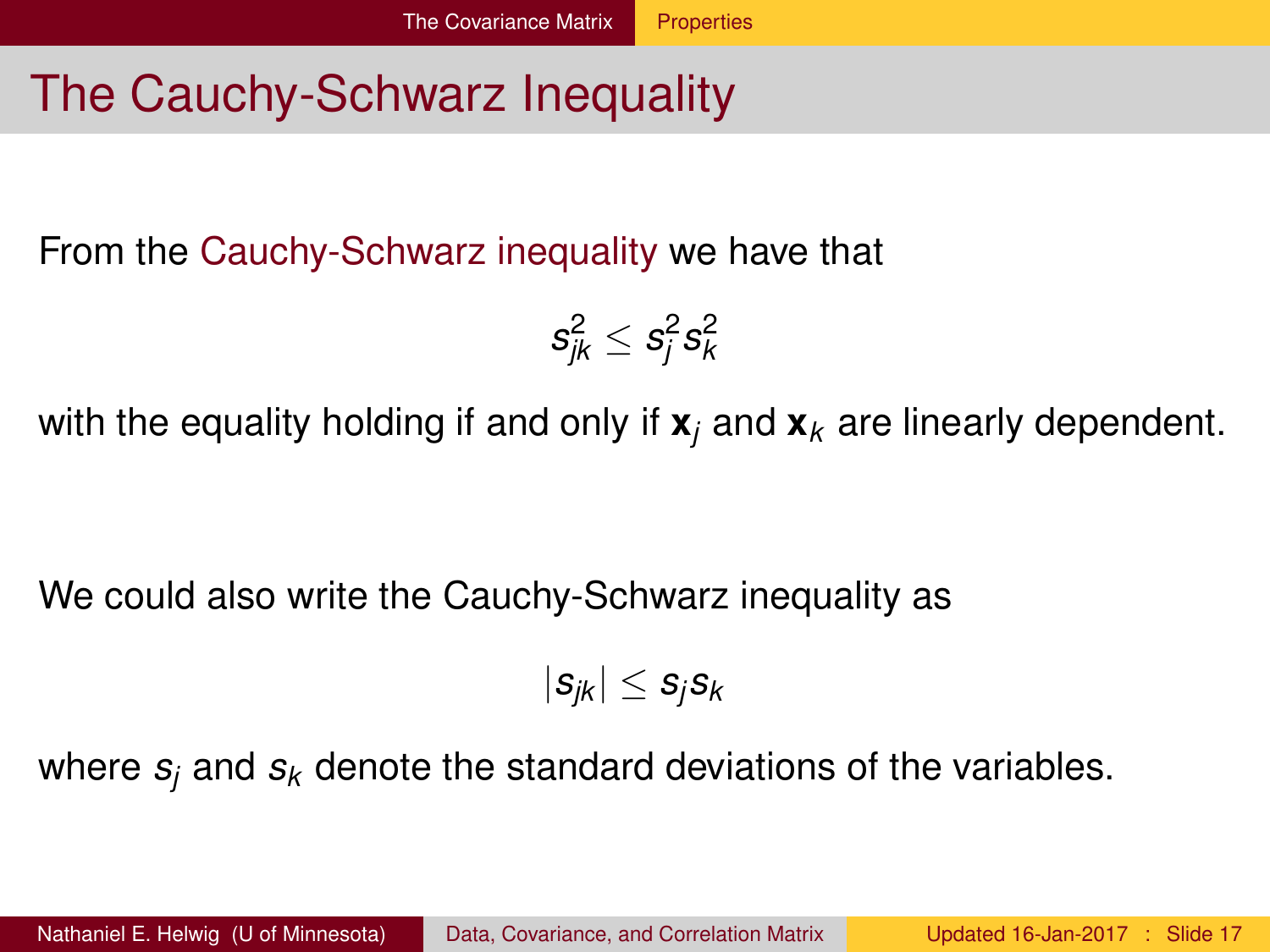# The Cauchy-Schwarz Inequality

From the Cauchy-Schwarz inequality we have that

$$s_{jk}^2 \leq s_j^2 s_k^2$$

with the equality holding if and only if $\mathbf{x}_j$ and $\mathbf{x}_k$ are linearly dependent.

We could also write the Cauchy-Schwarz inequality as

$$|s_{jk}| \leq s_j s_k$$

where $s_j$ and $s_k$ denote the standard deviations of the variables.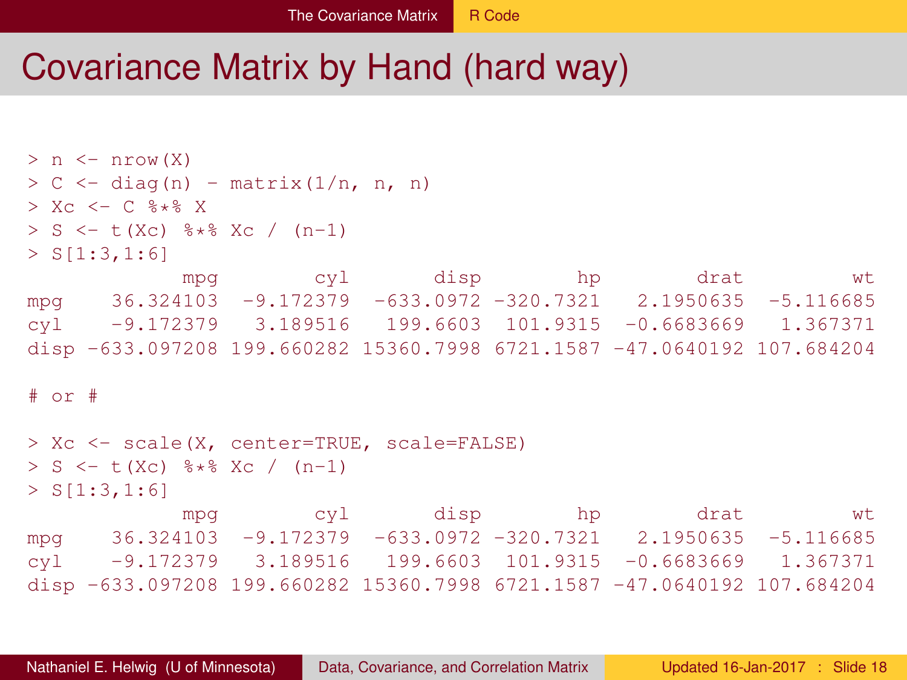# Covariance Matrix by Hand (hard way)

```
> n <- nrow(X)
> C <- diag(n) - matrix(1/n, n, n)
> Xc <- C %*% X
> S <- t(Xc) %*% Xc / (n-1)
> S[1:3,1:6]
            mpg        cyl       disp        hp        drat        wt
mpg   36.324103  -9.172379  -633.0972 -320.7321   2.1950635  -5.116685
cyl   -9.172379   3.189516   199.6603  101.9315  -0.6683669   1.367371
disp -633.097208 199.660282 15360.7998 6721.1587 -47.0640192 107.684204

# or #

> Xc <- scale(X, center=TRUE, scale=FALSE)
> S <- t(Xc) %*% Xc / (n-1)
> S[1:3,1:6]
            mpg        cyl       disp        hp        drat        wt
mpg   36.324103  -9.172379  -633.0972 -320.7321   2.1950635  -5.116685
cyl   -9.172379   3.189516   199.6603  101.9315  -0.6683669   1.367371
disp -633.097208 199.660282 15360.7998 6721.1587 -47.0640192 107.684204
```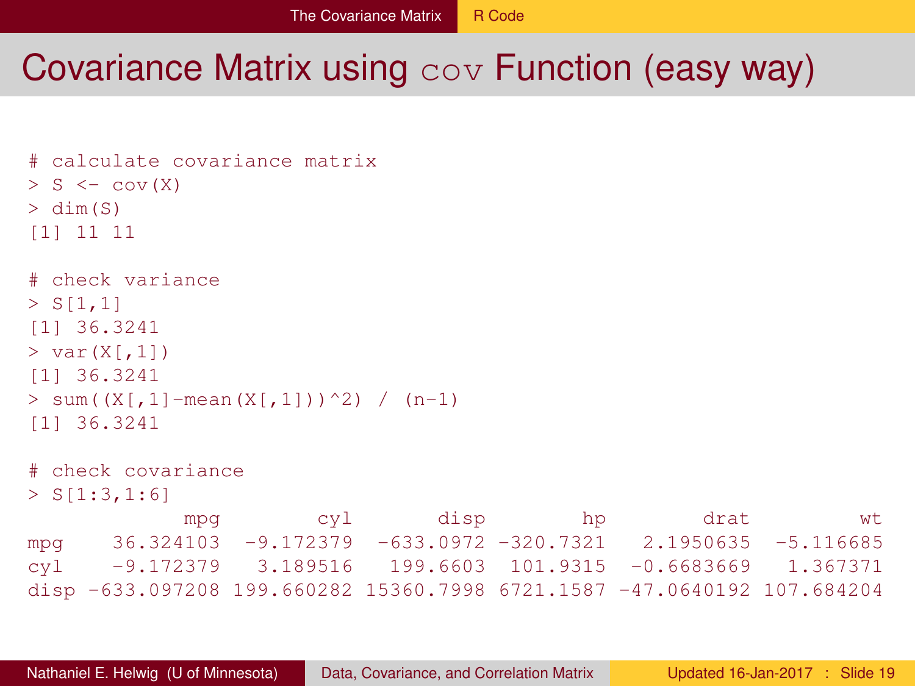# Covariance Matrix using `cov` Function (easy way)

```
# calculate covariance matrix
> S <- cov(X)
> dim(S)
[1] 11 11

# check variance
> S[1,1]
[1] 36.3241
> var(X[,1])
[1] 36.3241
> sum((X[,1]-mean(X[,1]))^2) / (n-1)
[1] 36.3241

# check covariance
> S[1:3,1:6]
             mpg        cyl       disp        hp        drat         wt
mpg    36.324103  -9.172379  -633.0972 -320.7321   2.1950635  -5.116685
cyl    -9.172379   3.189516   199.6603  101.9315  -0.6683669   1.367371
disp -633.097208 199.660282 15360.7998 6721.1587 -47.0640192 107.684204
```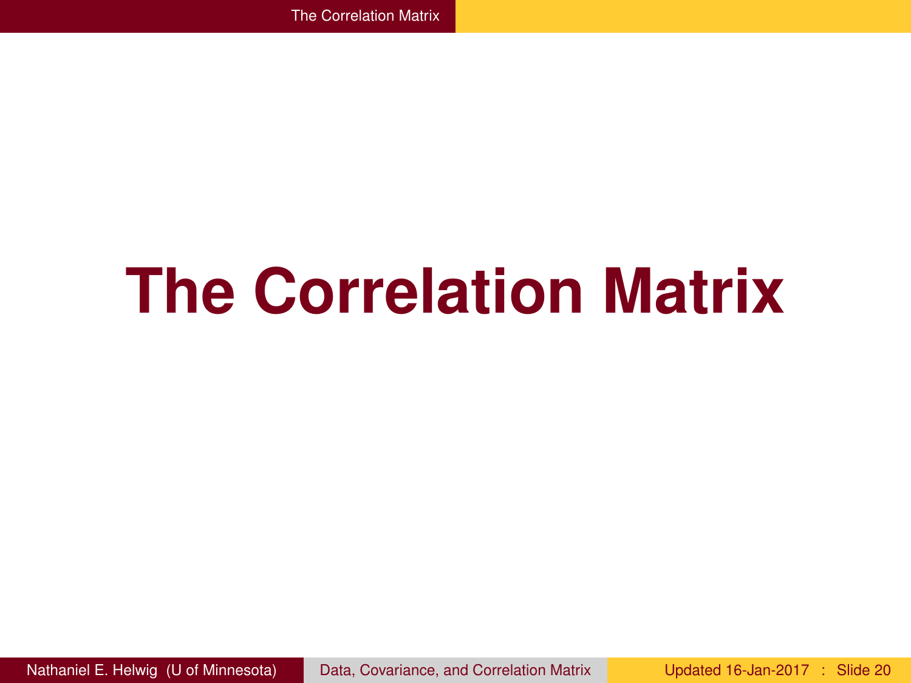# The Correlation Matrix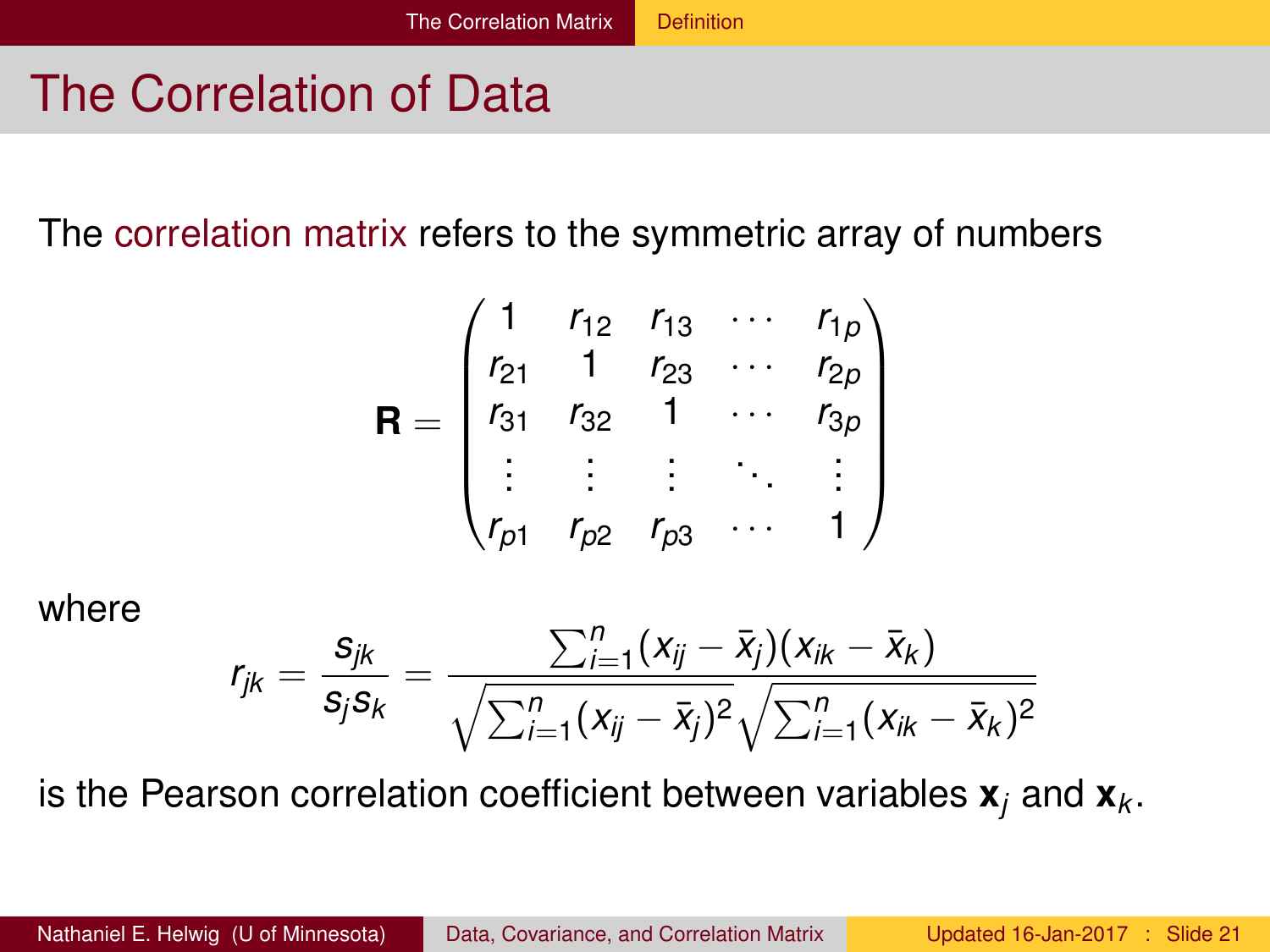# The Correlation of Data

The correlation matrix refers to the symmetric array of numbers

$$\mathbf{R} = \begin{pmatrix} 1 & r_{12} & r_{13} & \cdots & r_{1p} \\ r_{21} & 1 & r_{23} & \cdots & r_{2p} \\ r_{31} & r_{32} & 1 & \cdots & r_{3p} \\ \vdots & \vdots & \vdots & \ddots & \vdots \\ r_{p1} & r_{p2} & r_{p3} & \cdots & 1 \end{pmatrix}$$

where

$$r_{jk} = \frac{s_{jk}}{s_j s_k} = \frac{\sum_{i=1}^{n}(x_{ij} - \bar{x}_j)(x_{ik} - \bar{x}_k)}{\sqrt{\sum_{i=1}^{n}(x_{ij} - \bar{x}_j)^2}\sqrt{\sum_{i=1}^{n}(x_{ik} - \bar{x}_k)^2}}$$

is the Pearson correlation coefficient between variables $\mathbf{x}_j$ and $\mathbf{x}_k$.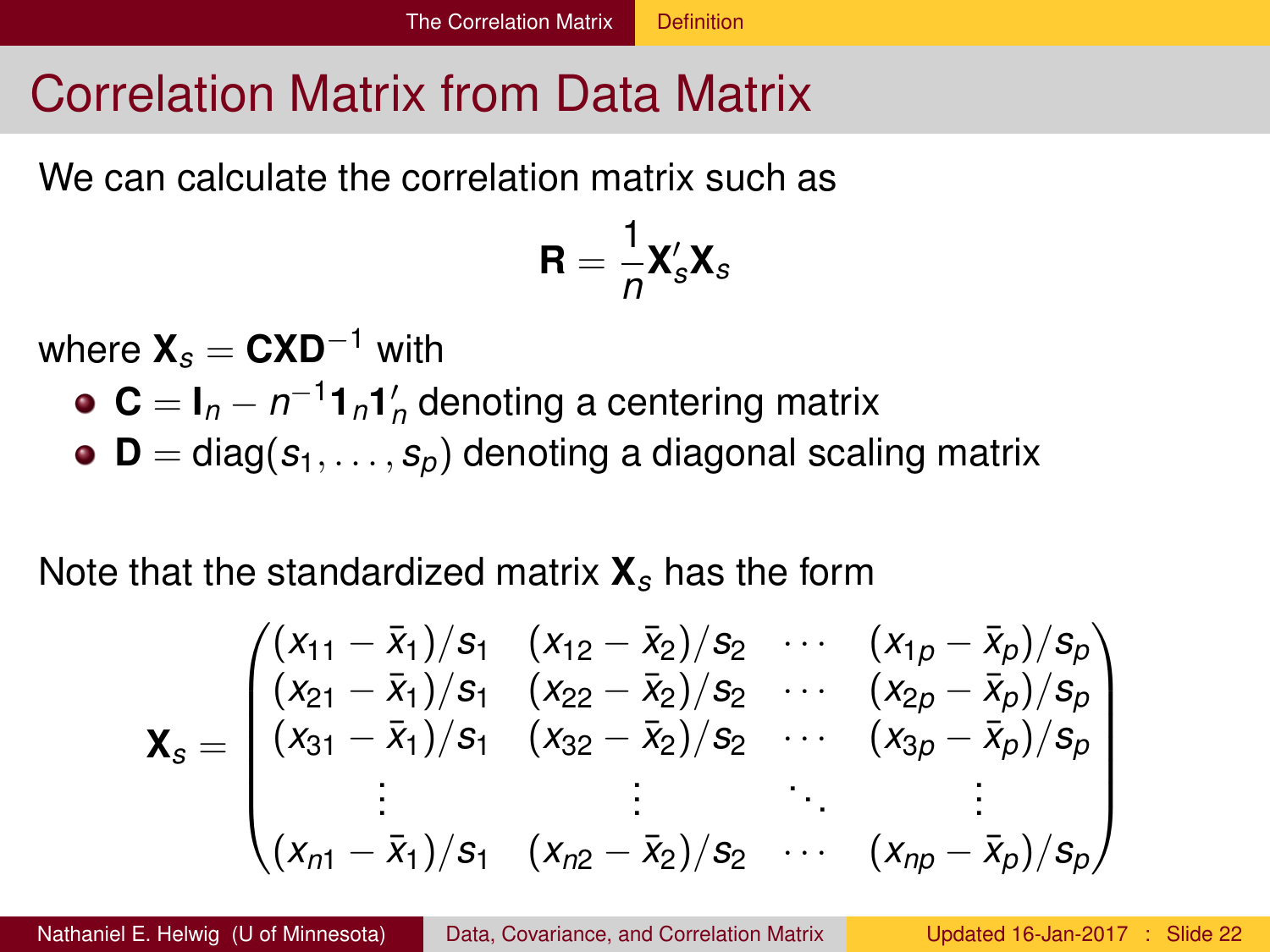# Correlation Matrix from Data Matrix

We can calculate the correlation matrix such as

$$\mathbf{R} = \frac{1}{n}\mathbf{X}_s'\mathbf{X}_s$$

where $\mathbf{X}_s = \mathbf{C}\mathbf{X}\mathbf{D}^{-1}$ with

- $\mathbf{C} = \mathbf{I}_n - n^{-1}\mathbf{1}_n\mathbf{1}_n'$ denoting a centering matrix
- $\mathbf{D} = \mathrm{diag}(s_1, \ldots, s_p)$ denoting a diagonal scaling matrix

Note that the standardized matrix $\mathbf{X}_s$ has the form

$$\mathbf{X}_s = \begin{pmatrix} (x_{11} - \bar{x}_1)/s_1 & (x_{12} - \bar{x}_2)/s_2 & \cdots & (x_{1p} - \bar{x}_p)/s_p \\ (x_{21} - \bar{x}_1)/s_1 & (x_{22} - \bar{x}_2)/s_2 & \cdots & (x_{2p} - \bar{x}_p)/s_p \\ (x_{31} - \bar{x}_1)/s_1 & (x_{32} - \bar{x}_2)/s_2 & \cdots & (x_{3p} - \bar{x}_p)/s_p \\ \vdots & \vdots & \ddots & \vdots \\ (x_{n1} - \bar{x}_1)/s_1 & (x_{n2} - \bar{x}_2)/s_2 & \cdots & (x_{np} - \bar{x}_p)/s_p \end{pmatrix}$$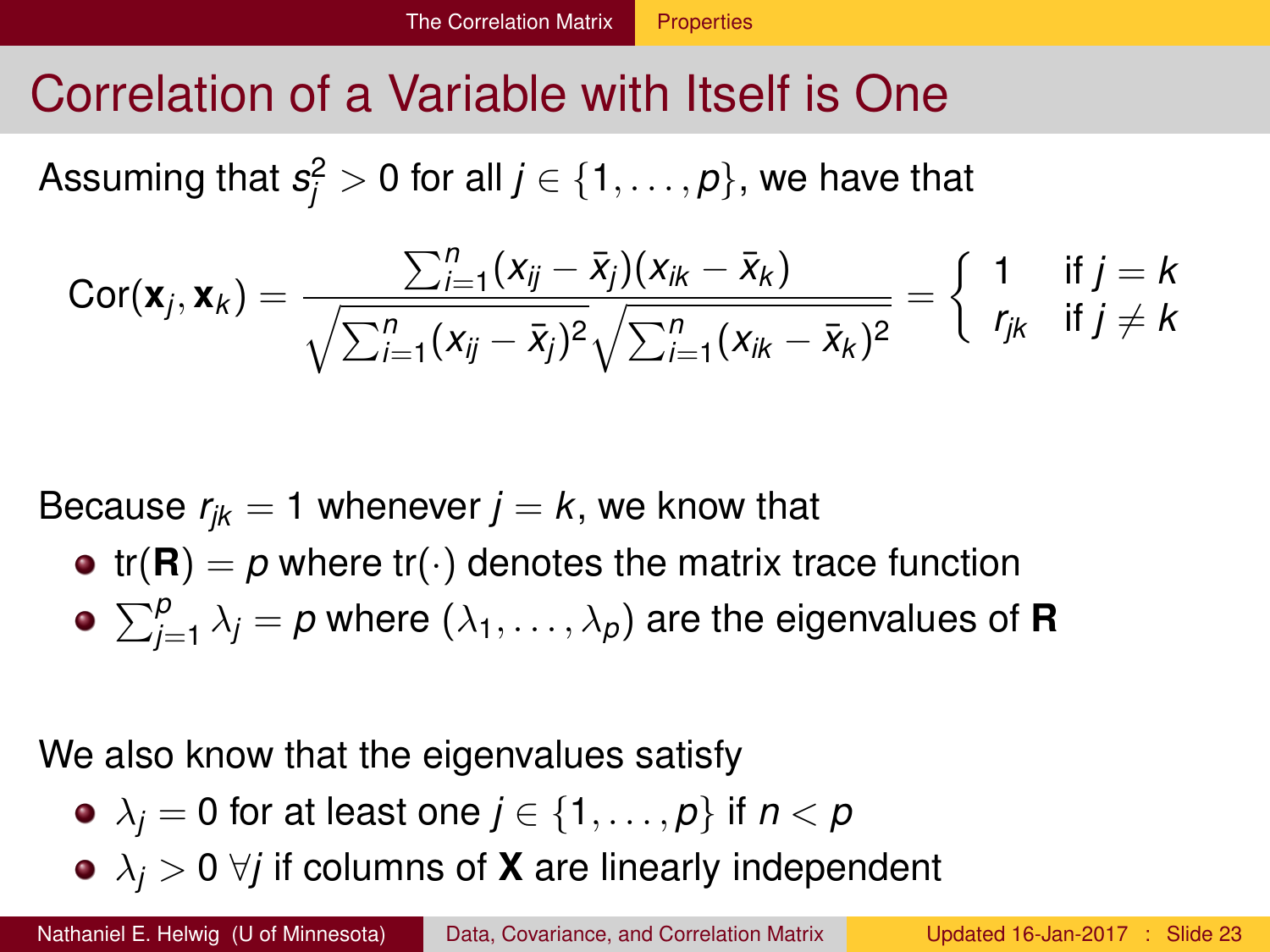# Correlation of a Variable with Itself is One

Assuming that $s_j^2 > 0$ for all $j \in \{1, \ldots, p\}$, we have that

$$\text{Cor}(\mathbf{x}_j, \mathbf{x}_k) = \frac{\sum_{i=1}^n (x_{ij} - \bar{x}_j)(x_{ik} - \bar{x}_k)}{\sqrt{\sum_{i=1}^n (x_{ij} - \bar{x}_j)^2}\sqrt{\sum_{i=1}^n (x_{ik} - \bar{x}_k)^2}} = \begin{cases} 1 & \text{if } j = k \\ r_{jk} & \text{if } j \neq k \end{cases}$$

Because $r_{jk} = 1$ whenever $j = k$, we know that

- $\text{tr}(\mathbf{R}) = p$ where $\text{tr}(\cdot)$ denotes the matrix trace function
- $\sum_{j=1}^p \lambda_j = p$ where $(\lambda_1, \ldots, \lambda_p)$ are the eigenvalues of $\mathbf{R}$

We also know that the eigenvalues satisfy

- $\lambda_j = 0$ for at least one $j \in \{1, \ldots, p\}$ if $n < p$
- $\lambda_j > 0 \; \forall j$ if columns of $\mathbf{X}$ are linearly independent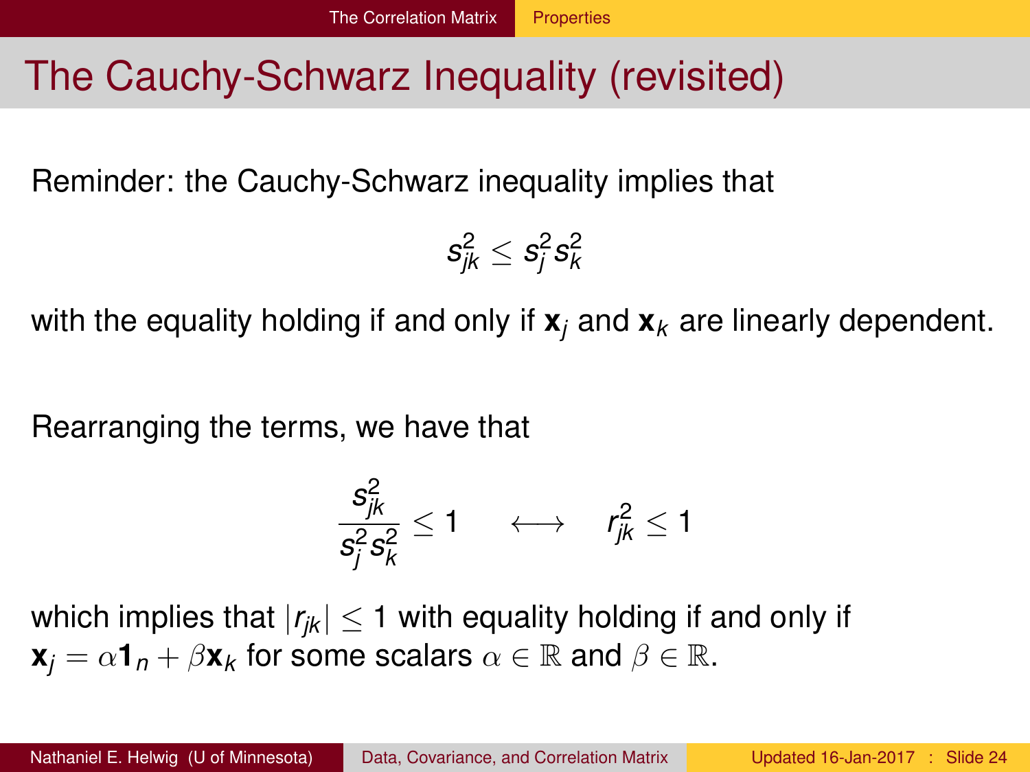# The Cauchy-Schwarz Inequality (revisited)

Reminder: the Cauchy-Schwarz inequality implies that

$$s_{jk}^2 \leq s_j^2 s_k^2$$

with the equality holding if and only if $\mathbf{x}_j$ and $\mathbf{x}_k$ are linearly dependent.

Rearranging the terms, we have that

$$\frac{s_{jk}^2}{s_j^2 s_k^2} \leq 1 \quad \longleftrightarrow \quad r_{jk}^2 \leq 1$$

which implies that $|r_{jk}| \leq 1$ with equality holding if and only if $\mathbf{x}_j = \alpha \mathbf{1}_n + \beta \mathbf{x}_k$ for some scalars $\alpha \in \mathbb{R}$ and $\beta \in \mathbb{R}$.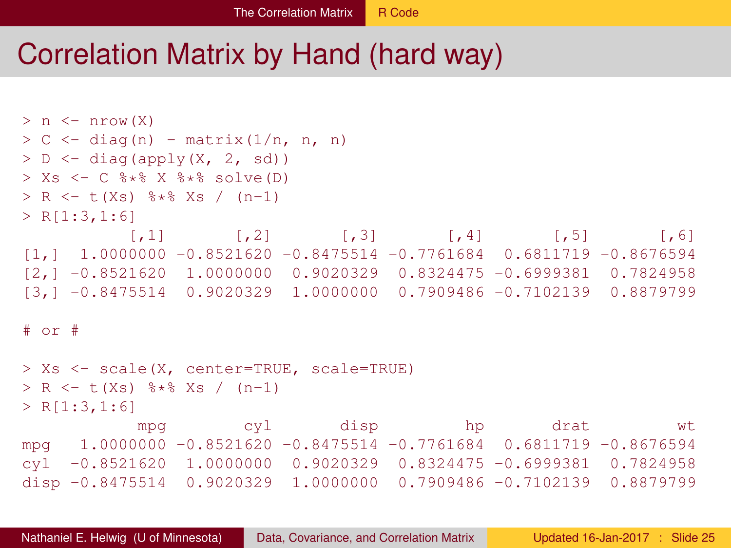# Correlation Matrix by Hand (hard way)

```
> n <- nrow(X)
> C <- diag(n) - matrix(1/n, n, n)
> D <- diag(apply(X, 2, sd))
> Xs <- C %*% X %*% solve(D)
> R <- t(Xs) %*% Xs / (n-1)
> R[1:3,1:6]
           [,1]       [,2]       [,3]       [,4]       [,5]       [,6]
[1,]  1.0000000 -0.8521620 -0.8475514 -0.7761684  0.6811719 -0.8676594
[2,] -0.8521620  1.0000000  0.9020329  0.8324475 -0.6999381  0.7824958
[3,] -0.8475514  0.9020329  1.0000000  0.7909486 -0.7102139  0.8879799

# or #

> Xs <- scale(X, center=TRUE, scale=TRUE)
> R <- t(Xs) %*% Xs / (n-1)
> R[1:3,1:6]
            mpg        cyl       disp         hp       drat         wt
mpg   1.0000000 -0.8521620 -0.8475514 -0.7761684  0.6811719 -0.8676594
cyl  -0.8521620  1.0000000  0.9020329  0.8324475 -0.6999381  0.7824958
disp -0.8475514  0.9020329  1.0000000  0.7909486 -0.7102139  0.8879799
```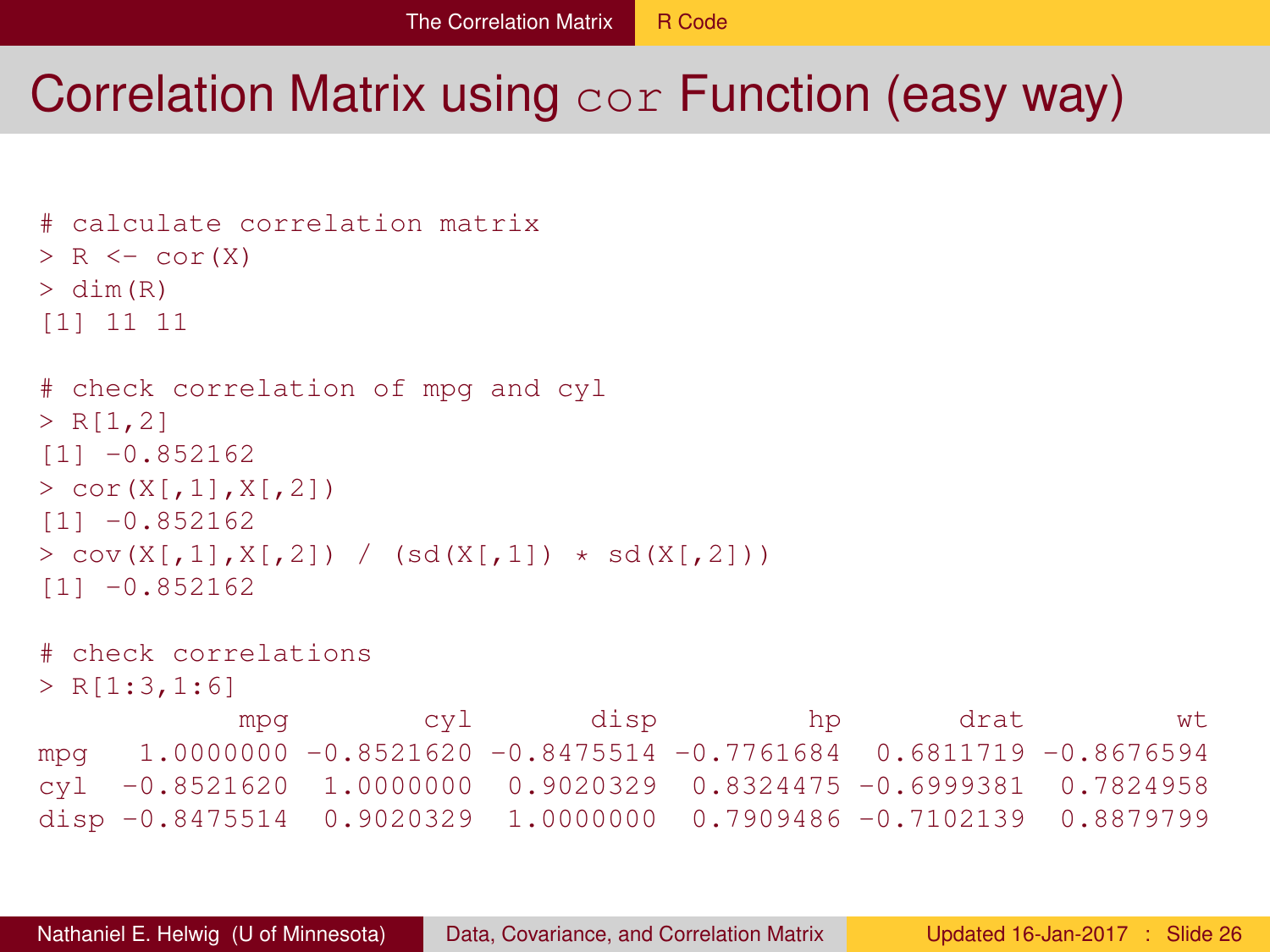# Correlation Matrix using `cor` Function (easy way)

```
# calculate correlation matrix
> R <- cor(X)
> dim(R)
[1] 11 11

# check correlation of mpg and cyl
> R[1,2]
[1] -0.852162
> cor(X[,1],X[,2])
[1] -0.852162
> cov(X[,1],X[,2]) / (sd(X[,1]) * sd(X[,2]))
[1] -0.852162

# check correlations
> R[1:3,1:6]
            mpg        cyl       disp         hp       drat         wt
mpg   1.0000000 -0.8521620 -0.8475514 -0.7761684  0.6811719 -0.8676594
cyl  -0.8521620  1.0000000  0.9020329  0.8324475 -0.6999381  0.7824958
disp -0.8475514  0.9020329  1.0000000  0.7909486 -0.7102139  0.8879799
```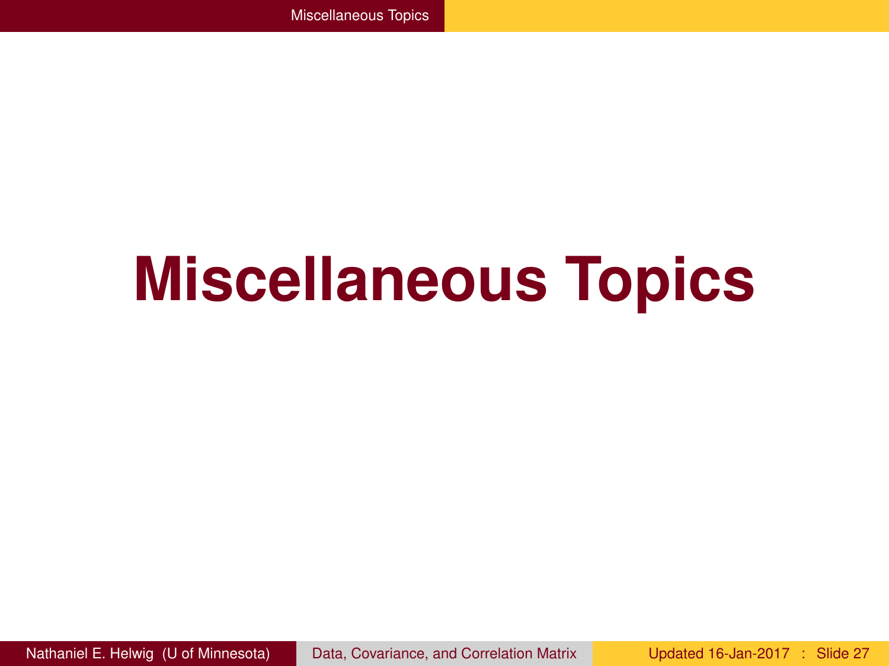# Miscellaneous Topics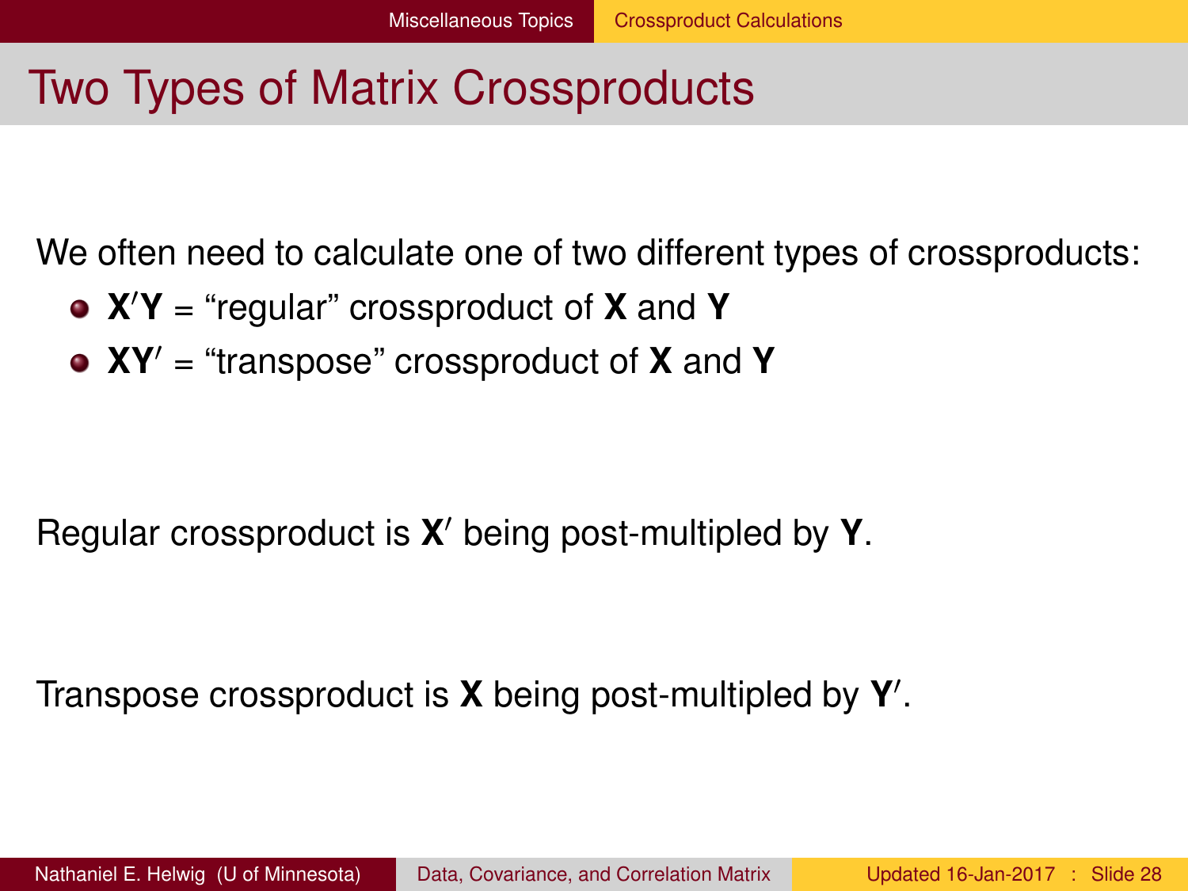# Two Types of Matrix Crossproducts

We often need to calculate one of two different types of crossproducts:

- $\mathbf{X}'\mathbf{Y}$ = "regular" crossproduct of $\mathbf{X}$ and $\mathbf{Y}$
- $\mathbf{X}\mathbf{Y}'$ = "transpose" crossproduct of $\mathbf{X}$ and $\mathbf{Y}$

Regular crossproduct is $\mathbf{X}'$ being post-multipled by $\mathbf{Y}$.

Transpose crossproduct is $\mathbf{X}$ being post-multipled by $\mathbf{Y}'$.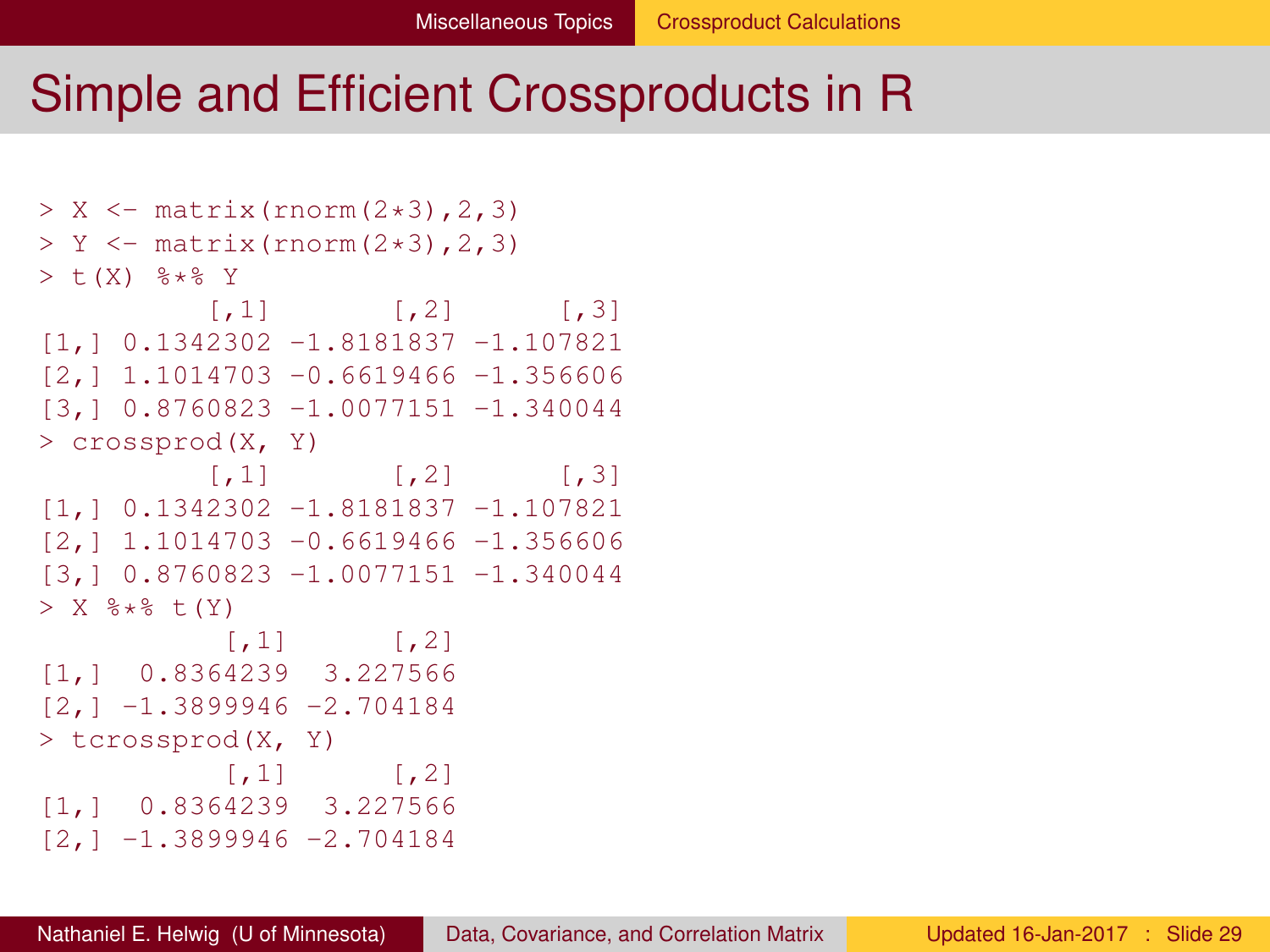# Simple and Efficient Crossproducts in R

```
> X <- matrix(rnorm(2*3),2,3)
> Y <- matrix(rnorm(2*3),2,3)
> t(X) %*% Y
          [,1]       [,2]      [,3]
[1,] 0.1342302 -1.8181837 -1.107821
[2,] 1.1014703 -0.6619466 -1.356606
[3,] 0.8760823 -1.0077151 -1.340044
> crossprod(X, Y)
          [,1]       [,2]      [,3]
[1,] 0.1342302 -1.8181837 -1.107821
[2,] 1.1014703 -0.6619466 -1.356606
[3,] 0.8760823 -1.0077151 -1.340044
> X %*% t(Y)
           [,1]      [,2]
[1,]  0.8364239  3.227566
[2,] -1.3899946 -2.704184
> tcrossprod(X, Y)
           [,1]      [,2]
[1,]  0.8364239  3.227566
[2,] -1.3899946 -2.704184
```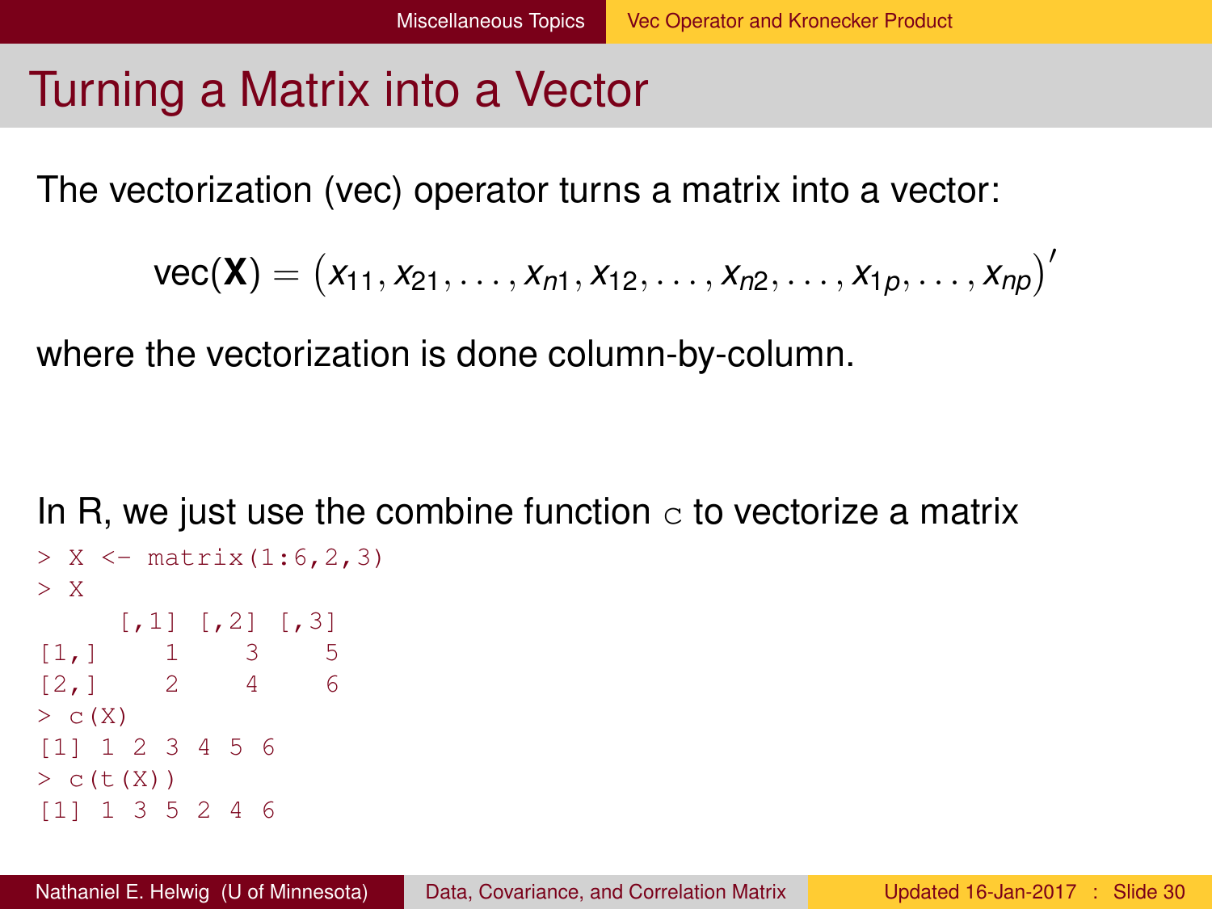# Turning a Matrix into a Vector

The vectorization (vec) operator turns a matrix into a vector:

$$\text{vec}(\mathbf{X}) = \left(x_{11}, x_{21}, \ldots, x_{n1}, x_{12}, \ldots, x_{n2}, \ldots, x_{1p}, \ldots, x_{np}\right)'$$

where the vectorization is done column-by-column.

In R, we just use the combine function `c` to vectorize a matrix

```
> X <- matrix(1:6,2,3)
> X
     [,1] [,2] [,3]
[1,]    1    3    5
[2,]    2    4    6
> c(X)
[1] 1 2 3 4 5 6
> c(t(X))
[1] 1 3 5 2 4 6
```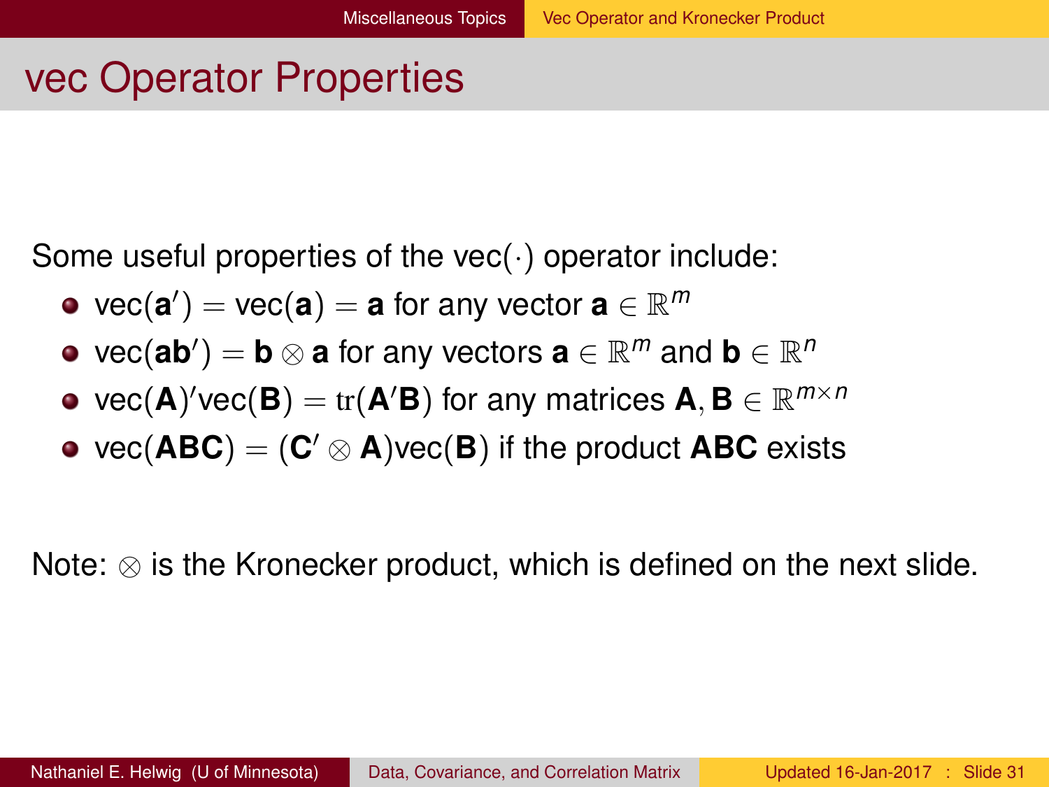# vec Operator Properties

Some useful properties of the vec($\cdot$) operator include:

- $\text{vec}(\mathbf{a}') = \text{vec}(\mathbf{a}) = \mathbf{a}$ for any vector $\mathbf{a} \in \mathbb{R}^m$
- $\text{vec}(\mathbf{a}\mathbf{b}') = \mathbf{b} \otimes \mathbf{a}$ for any vectors $\mathbf{a} \in \mathbb{R}^m$ and $\mathbf{b} \in \mathbb{R}^n$
- $\text{vec}(\mathbf{A})'\text{vec}(\mathbf{B}) = \text{tr}(\mathbf{A}'\mathbf{B})$ for any matrices $\mathbf{A}, \mathbf{B} \in \mathbb{R}^{m \times n}$
- $\text{vec}(\mathbf{ABC}) = (\mathbf{C}' \otimes \mathbf{A})\text{vec}(\mathbf{B})$ if the product $\mathbf{ABC}$ exists

Note: $\otimes$ is the Kronecker product, which is defined on the next slide.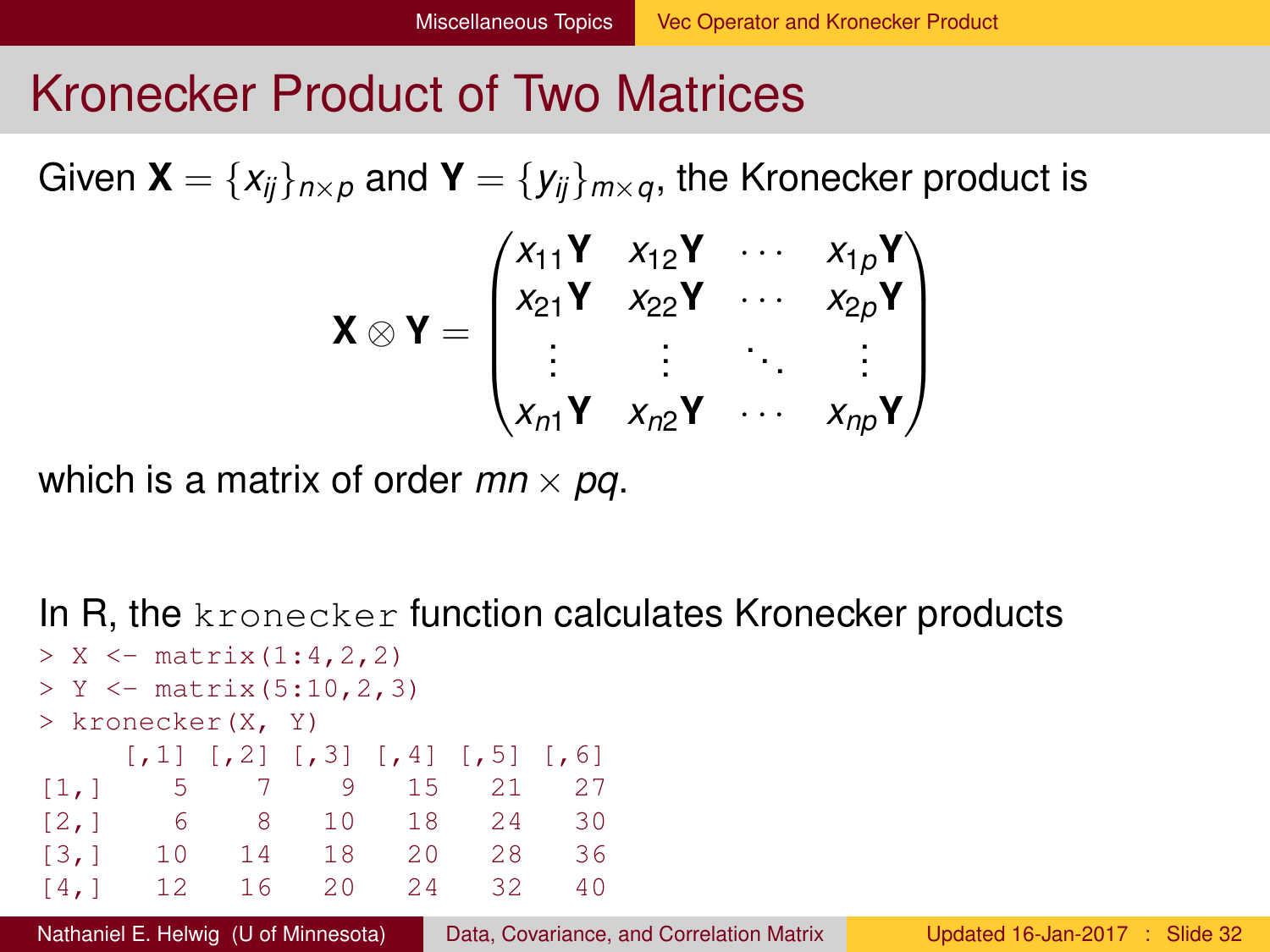# Kronecker Product of Two Matrices

Given $\mathbf{X} = \{x_{ij}\}_{n \times p}$ and $\mathbf{Y} = \{y_{ij}\}_{m \times q}$, the Kronecker product is

$$\mathbf{X} \otimes \mathbf{Y} = \begin{pmatrix} x_{11}\mathbf{Y} & x_{12}\mathbf{Y} & \cdots & x_{1p}\mathbf{Y} \\ x_{21}\mathbf{Y} & x_{22}\mathbf{Y} & \cdots & x_{2p}\mathbf{Y} \\ \vdots & \vdots & \ddots & \vdots \\ x_{n1}\mathbf{Y} & x_{n2}\mathbf{Y} & \cdots & x_{np}\mathbf{Y} \end{pmatrix}$$

which is a matrix of order $mn \times pq$.

In R, the `kronecker` function calculates Kronecker products

```
> X <- matrix(1:4,2,2)
> Y <- matrix(5:10,2,3)
> kronecker(X, Y)
     [,1] [,2] [,3] [,4] [,5] [,6]
[1,]    5    7    9   15   21   27
[2,]    6    8   10   18   24   30
[3,]   10   14   18   20   28   36
[4,]   12   16   20   24   32   40
```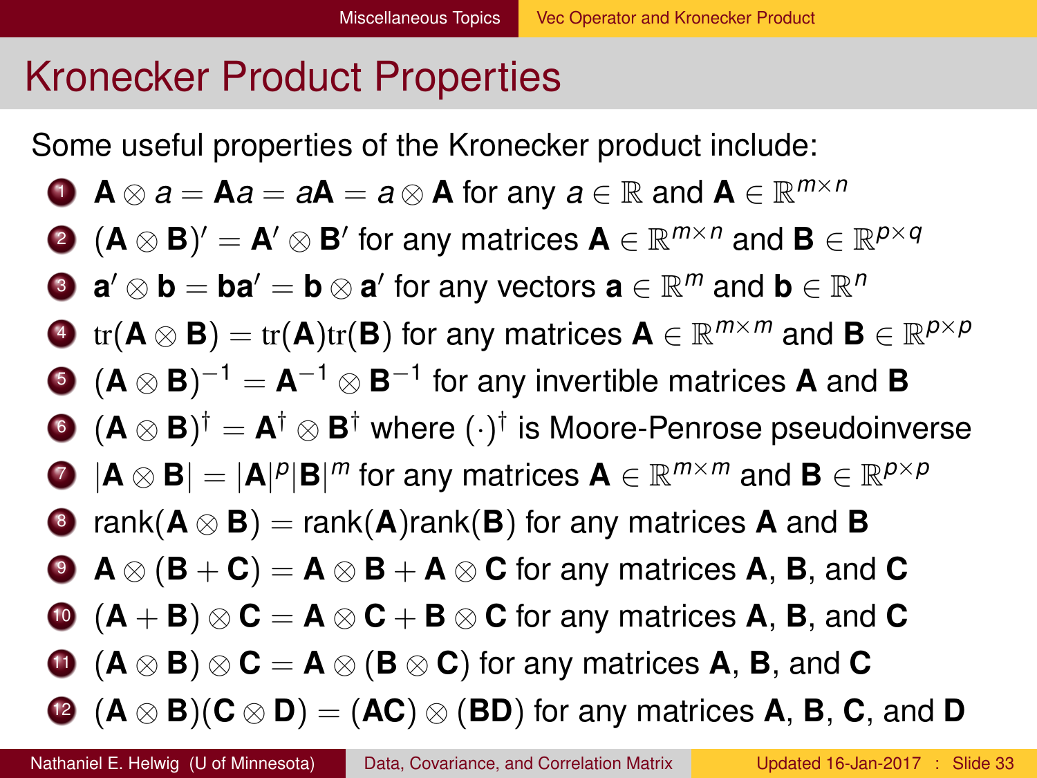# Kronecker Product Properties

Some useful properties of the Kronecker product include:

1. $\mathbf{A} \otimes a = \mathbf{A}a = a\mathbf{A} = a \otimes \mathbf{A}$ for any $a \in \mathbb{R}$ and $\mathbf{A} \in \mathbb{R}^{m \times n}$
2. $(\mathbf{A} \otimes \mathbf{B})' = \mathbf{A}' \otimes \mathbf{B}'$ for any matrices $\mathbf{A} \in \mathbb{R}^{m \times n}$ and $\mathbf{B} \in \mathbb{R}^{p \times q}$
3. $\mathbf{a}' \otimes \mathbf{b} = \mathbf{b}\mathbf{a}' = \mathbf{b} \otimes \mathbf{a}'$ for any vectors $\mathbf{a} \in \mathbb{R}^m$ and $\mathbf{b} \in \mathbb{R}^n$
4. $\mathrm{tr}(\mathbf{A} \otimes \mathbf{B}) = \mathrm{tr}(\mathbf{A})\mathrm{tr}(\mathbf{B})$ for any matrices $\mathbf{A} \in \mathbb{R}^{m \times m}$ and $\mathbf{B} \in \mathbb{R}^{p \times p}$
5. $(\mathbf{A} \otimes \mathbf{B})^{-1} = \mathbf{A}^{-1} \otimes \mathbf{B}^{-1}$ for any invertible matrices $\mathbf{A}$ and $\mathbf{B}$
6. $(\mathbf{A} \otimes \mathbf{B})^{\dagger} = \mathbf{A}^{\dagger} \otimes \mathbf{B}^{\dagger}$ where $(\cdot)^{\dagger}$ is Moore-Penrose pseudoinverse
7. $|\mathbf{A} \otimes \mathbf{B}| = |\mathbf{A}|^p |\mathbf{B}|^m$ for any matrices $\mathbf{A} \in \mathbb{R}^{m \times m}$ and $\mathbf{B} \in \mathbb{R}^{p \times p}$
8. $\mathrm{rank}(\mathbf{A} \otimes \mathbf{B}) = \mathrm{rank}(\mathbf{A})\mathrm{rank}(\mathbf{B})$ for any matrices $\mathbf{A}$ and $\mathbf{B}$
9. $\mathbf{A} \otimes (\mathbf{B} + \mathbf{C}) = \mathbf{A} \otimes \mathbf{B} + \mathbf{A} \otimes \mathbf{C}$ for any matrices $\mathbf{A}$, $\mathbf{B}$, and $\mathbf{C}$
10. $(\mathbf{A} + \mathbf{B}) \otimes \mathbf{C} = \mathbf{A} \otimes \mathbf{C} + \mathbf{B} \otimes \mathbf{C}$ for any matrices $\mathbf{A}$, $\mathbf{B}$, and $\mathbf{C}$
11. $(\mathbf{A} \otimes \mathbf{B}) \otimes \mathbf{C} = \mathbf{A} \otimes (\mathbf{B} \otimes \mathbf{C})$ for any matrices $\mathbf{A}$, $\mathbf{B}$, and $\mathbf{C}$
12. $(\mathbf{A} \otimes \mathbf{B})(\mathbf{C} \otimes \mathbf{D}) = (\mathbf{AC}) \otimes (\mathbf{BD})$ for any matrices $\mathbf{A}$, $\mathbf{B}$, $\mathbf{C}$, and $\mathbf{D}$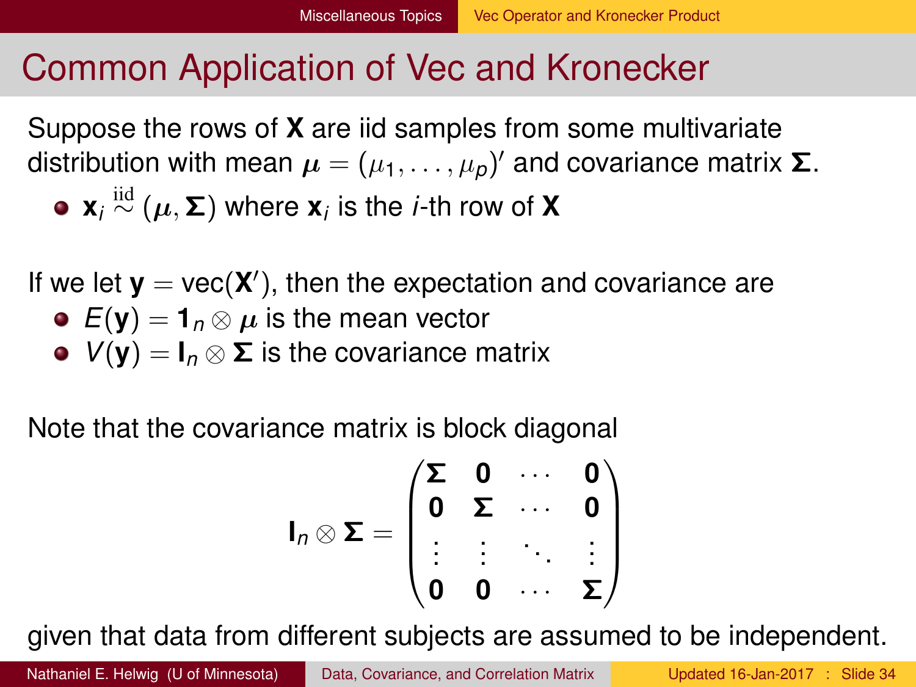# Common Application of Vec and Kronecker

Suppose the rows of $\mathbf{X}$ are iid samples from some multivariate distribution with mean $\boldsymbol{\mu} = (\mu_1, \ldots, \mu_p)'$ and covariance matrix $\boldsymbol{\Sigma}$.

- $\mathbf{x}_i \overset{\text{iid}}{\sim} (\boldsymbol{\mu}, \boldsymbol{\Sigma})$ where $\mathbf{x}_i$ is the $i$-th row of $\mathbf{X}$

If we let $\mathbf{y} = \text{vec}(\mathbf{X}')$, then the expectation and covariance are

- $E(\mathbf{y}) = \mathbf{1}_n \otimes \boldsymbol{\mu}$ is the mean vector
- $V(\mathbf{y}) = \mathbf{I}_n \otimes \boldsymbol{\Sigma}$ is the covariance matrix

Note that the covariance matrix is block diagonal

$$\mathbf{I}_n \otimes \boldsymbol{\Sigma} = \begin{pmatrix} \boldsymbol{\Sigma} & \mathbf{0} & \cdots & \mathbf{0} \\ \mathbf{0} & \boldsymbol{\Sigma} & \cdots & \mathbf{0} \\ \vdots & \vdots & \ddots & \vdots \\ \mathbf{0} & \mathbf{0} & \cdots & \boldsymbol{\Sigma} \end{pmatrix}$$

given that data from different subjects are assumed to be independent.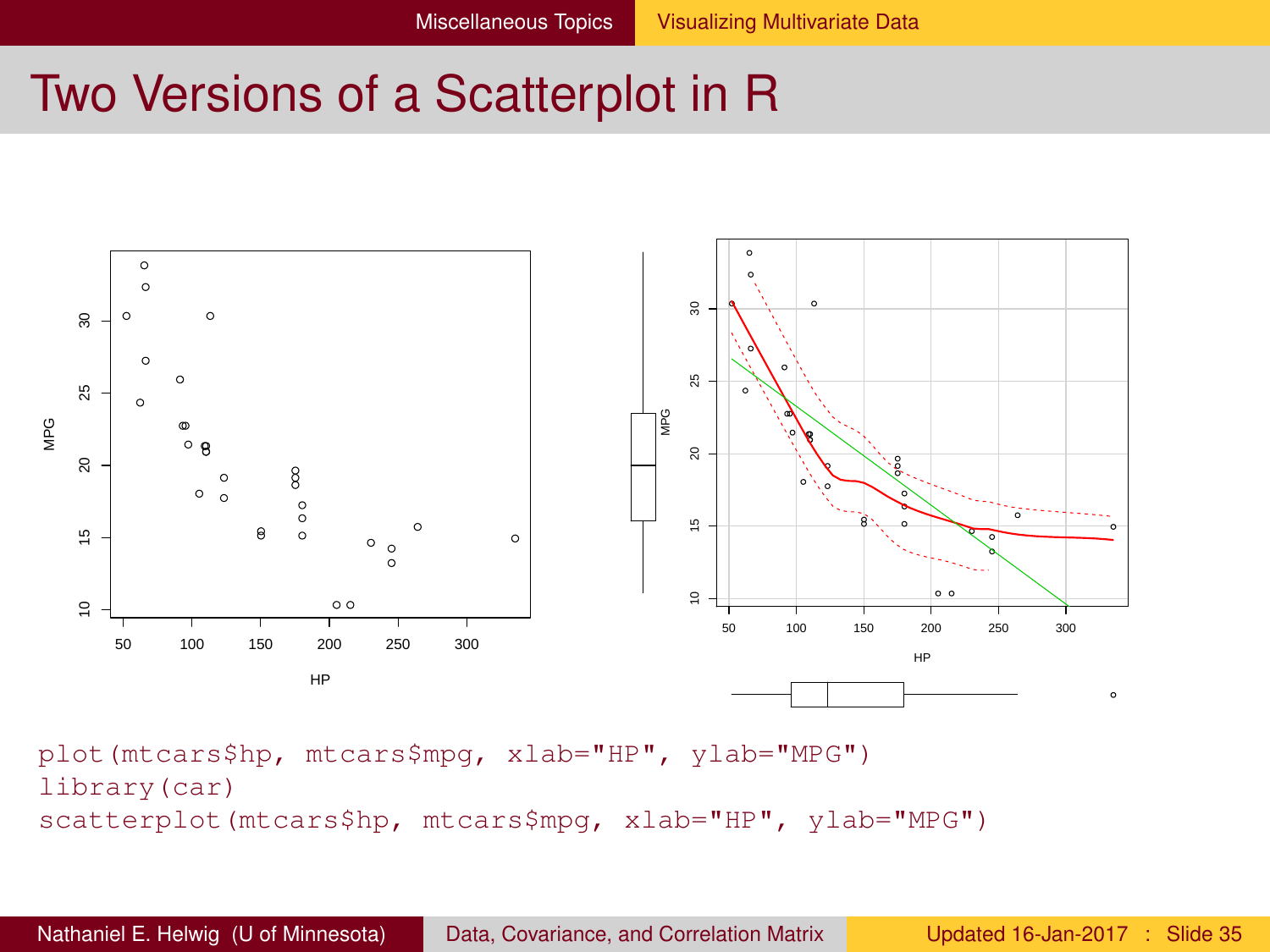# Two Versions of a Scatterplot in R

```
plot(mtcars$hp, mtcars$mpg, xlab="HP", ylab="MPG")
library(car)
scatterplot(mtcars$hp, mtcars$mpg, xlab="HP", ylab="MPG")
```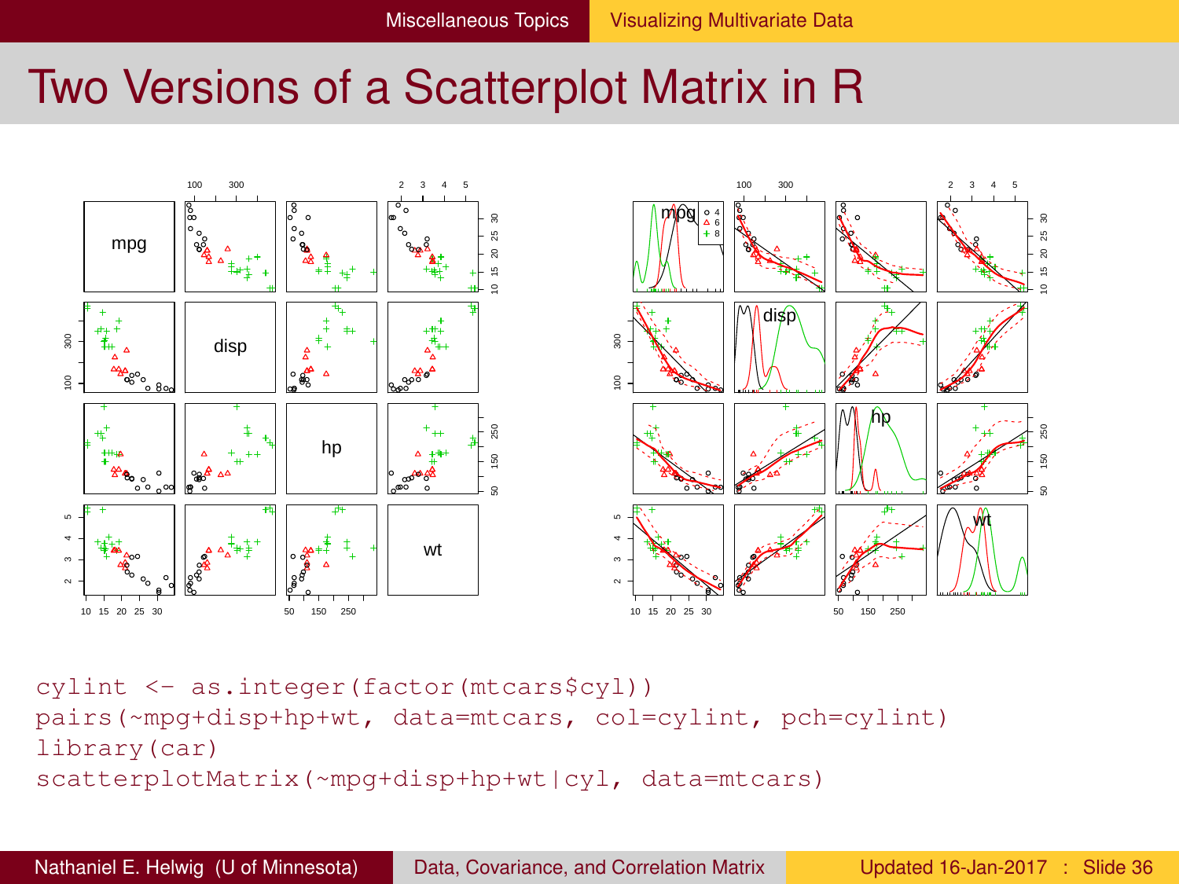# Two Versions of a Scatterplot Matrix in R

```
cylint <- as.integer(factor(mtcars$cyl))
pairs(~mpg+disp+hp+wt, data=mtcars, col=cylint, pch=cylint)
library(car)
scatterplotMatrix(~mpg+disp+hp+wt|cyl, data=mtcars)
```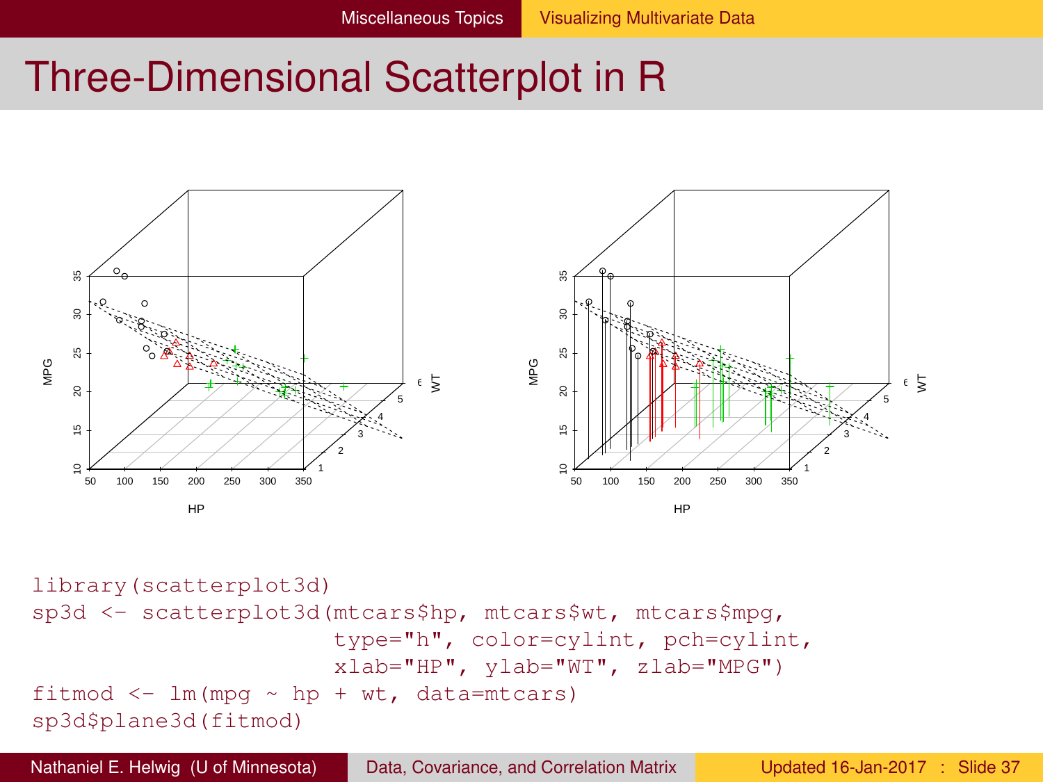# Three-Dimensional Scatterplot in R

```
library(scatterplot3d)
sp3d <- scatterplot3d(mtcars$hp, mtcars$wt, mtcars$mpg,
                      type="h", color=cylint, pch=cylint,
                      xlab="HP", ylab="WT", zlab="MPG")
fitmod <- lm(mpg ~ hp + wt, data=mtcars)
sp3d$plane3d(fitmod)
```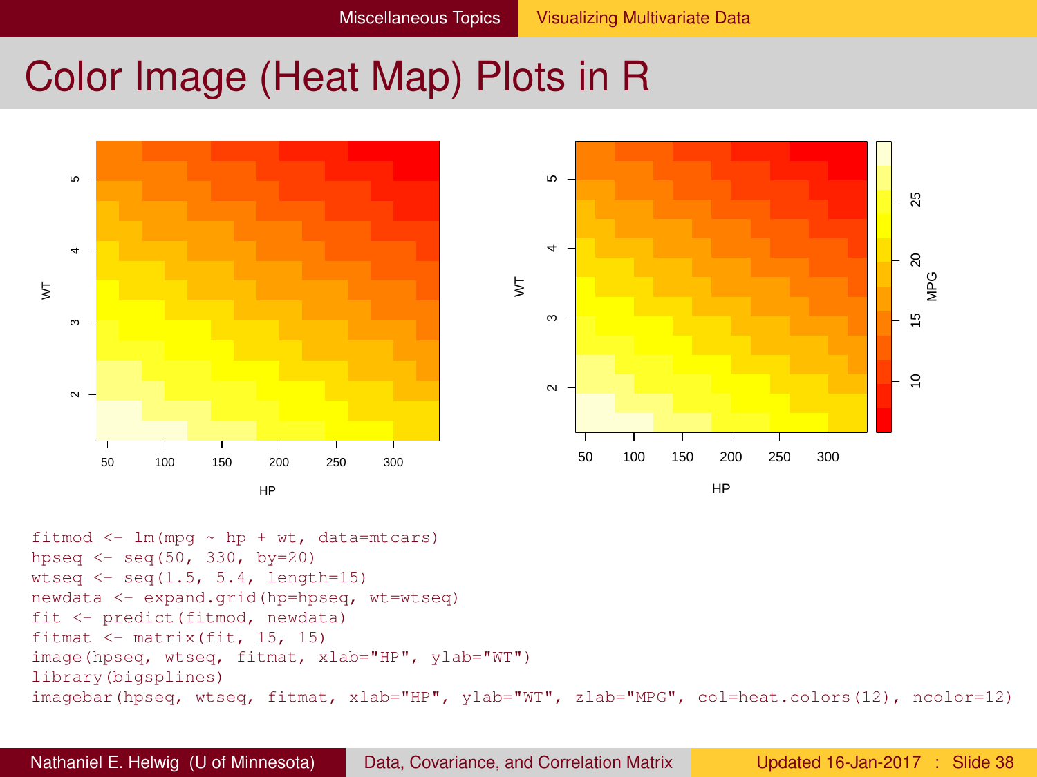# Color Image (Heat Map) Plots in R

```
fitmod <- lm(mpg ~ hp + wt, data=mtcars)
hpseq <- seq(50, 330, by=20)
wtseq <- seq(1.5, 5.4, length=15)
newdata <- expand.grid(hp=hpseq, wt=wtseq)
fit <- predict(fitmod, newdata)
fitmat <- matrix(fit, 15, 15)
image(hpseq, wtseq, fitmat, xlab="HP", ylab="WT")
library(bigsplines)
imagebar(hpseq, wtseq, fitmat, xlab="HP", ylab="WT", zlab="MPG", col=heat.colors(12), ncolor=12)
```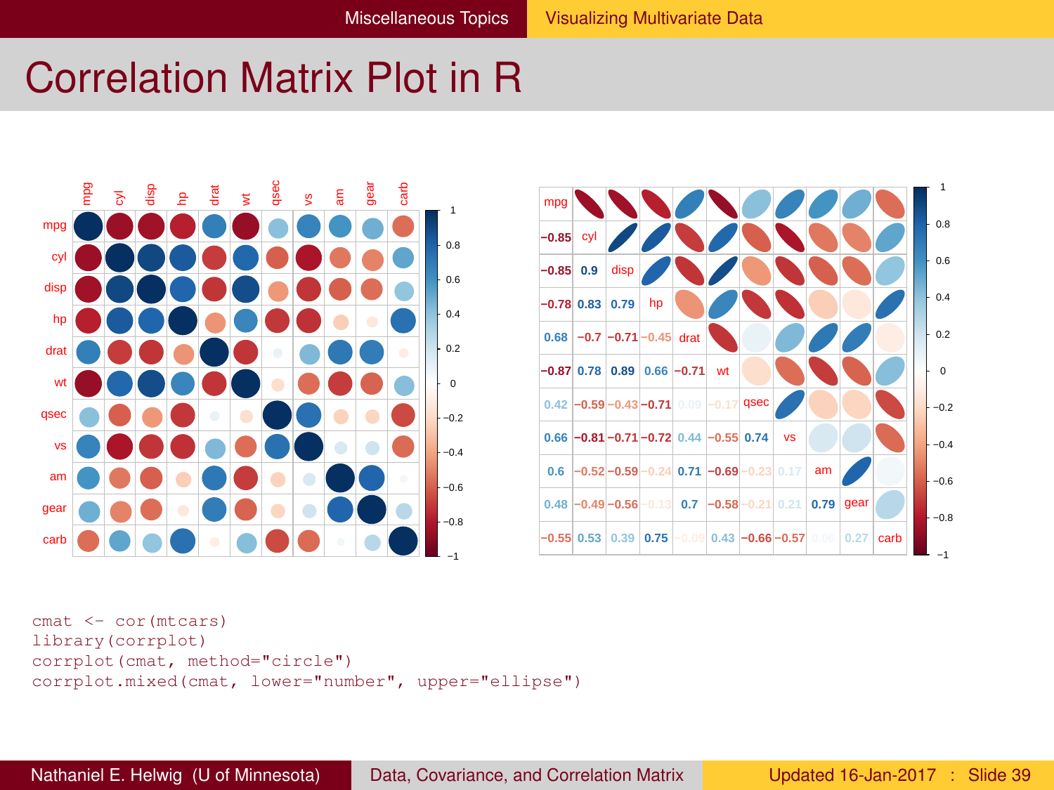# Correlation Matrix Plot in R

| mpg | | | | | | | | | | |
|---|---|---|---|---|---|---|---|---|---|---|
| −0.85 | cyl | | | | | | | | | |
| −0.85 | 0.9 | disp | | | | | | | | |
| −0.78 | 0.83 | 0.79 | hp | | | | | | | |
| 0.68 | −0.7 | −0.71 | −0.45 | drat | | | | | | |
| −0.87 | 0.78 | 0.89 | 0.66 | −0.71 | wt | | | | | |
| 0.42 | −0.59 | −0.43 | −0.71 | 0.09 | −0.17 | qsec | | | | |
| 0.66 | −0.81 | −0.71 | −0.72 | 0.44 | −0.55 | 0.74 | vs | | | |
| 0.6 | −0.52 | −0.59 | −0.24 | 0.71 | −0.69 | −0.23 | 0.17 | am | | |
| 0.48 | −0.49 | −0.56 | −0.13 | 0.7 | −0.58 | −0.21 | 0.21 | 0.79 | gear | |
| −0.55 | 0.53 | 0.39 | 0.75 | −0.09 | 0.43 | −0.66 | −0.57 | 0.06 | 0.27 | carb |

```
cmat <- cor(mtcars)
library(corrplot)
corrplot(cmat, method="circle")
corrplot.mixed(cmat, lower="number", upper="ellipse")
```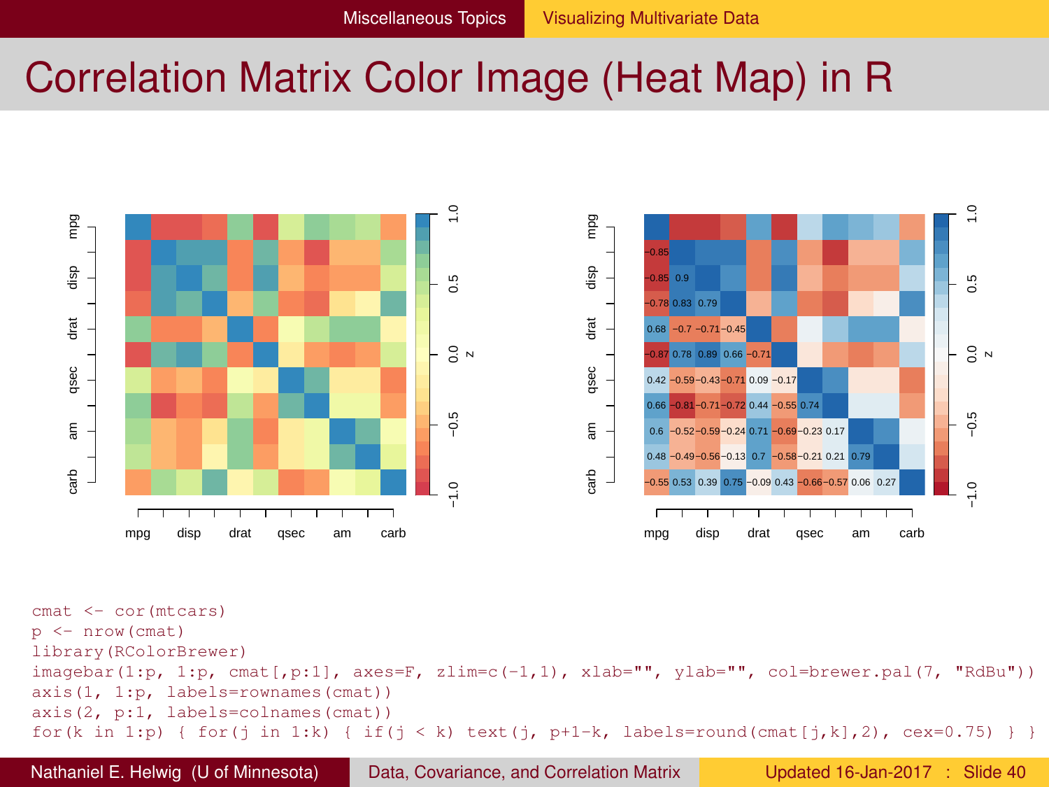# Correlation Matrix Color Image (Heat Map) in R

mpg
disp
drat
qsec
am
carb

mpg disp drat qsec am carb

1.0
0.5
0.0
−0.5
−1.0
z

-0.85
-0.85 0.9
-0.78 0.83 0.79
0.68 −0.7 −0.71 −0.45
-0.87 0.78 0.89 0.66 −0.71
0.42 −0.59 −0.43 −0.71 0.09 −0.17
0.66 −0.81 −0.71 −0.72 0.44 −0.55 0.74
0.6 −0.52 −0.59 −0.24 0.71 −0.69 −0.23 0.17
0.48 −0.49 −0.56 −0.13 0.7 −0.58 −0.21 0.21 0.79
-0.55 0.53 0.39 0.75 −0.09 0.43 −0.66 −0.57 0.06 0.27

```
cmat <- cor(mtcars)
p <- nrow(cmat)
library(RColorBrewer)
imagebar(1:p, 1:p, cmat[,p:1], axes=F, zlim=c(-1,1), xlab="", ylab="", col=brewer.pal(7, "RdBu"))
axis(1, 1:p, labels=rownames(cmat))
axis(2, p:1, labels=colnames(cmat))
for(k in 1:p) { for(j in 1:k) { if(j < k) text(j, p+1-k, labels=round(cmat[j,k],2), cex=0.75) } }
```